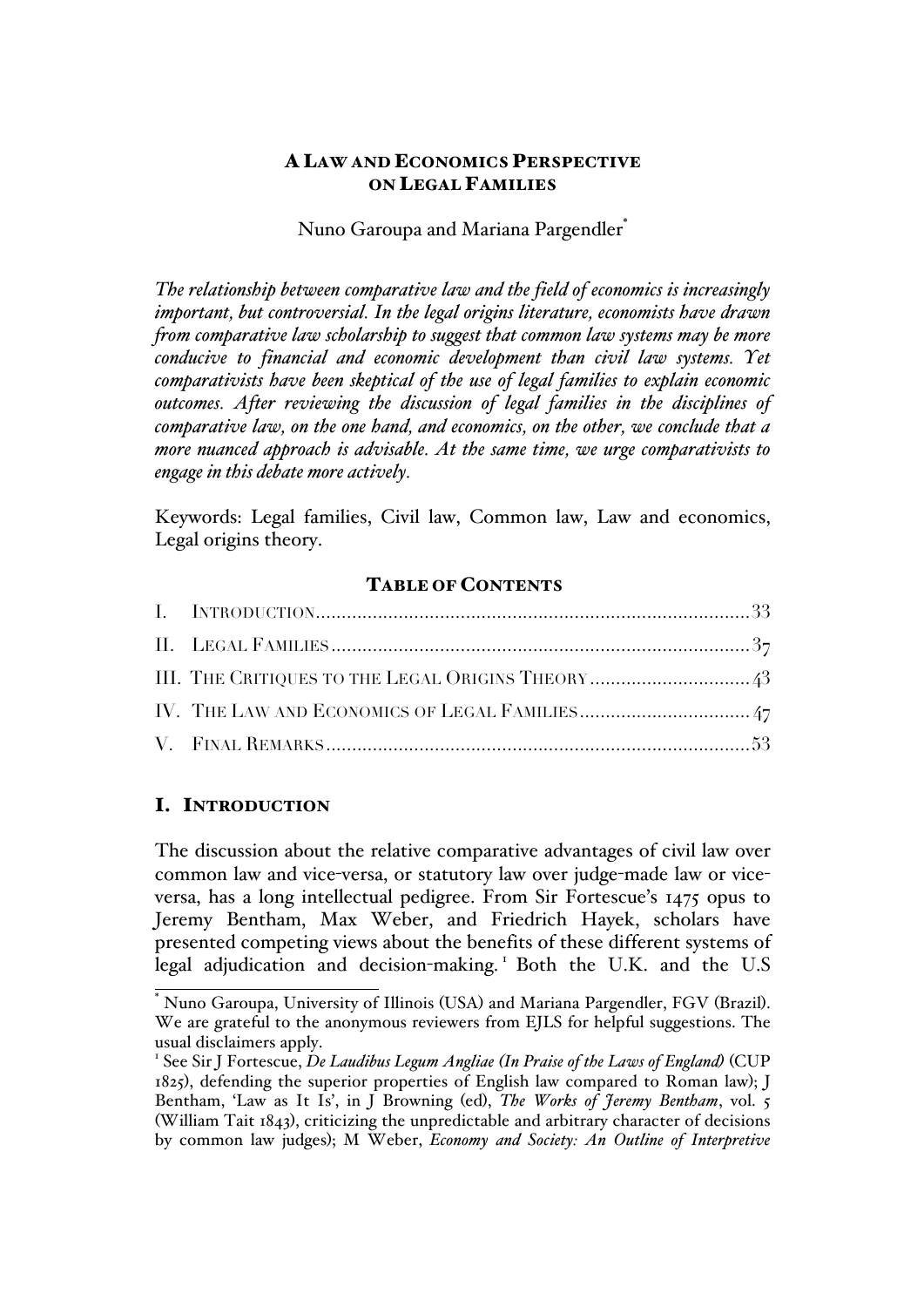# A LAW AND ECONOMICS PERSPECTIVE ON LEGAL FAMILIES

Nuno Garoupa and Mariana Pargendler[*]

*The relationship between comparative law and the field of economics is increasingly important, but controversial. In the legal origins literature, economists have drawn from comparative law scholarship to suggest that common law systems may be more conducive to financial and economic development than civil law systems. Yet comparativists have been skeptical of the use of legal families to explain economic outcomes. After reviewing the discussion of legal families in the disciplines of comparative law, on the one hand, and economics, on the other, we conclude that a more nuanced approach is advisable. At the same time, we urge comparativists to engage in this debate more actively.*

Keywords: Legal families, Civil law, Common law, Law and economics, Legal origins theory.

## TABLE OF CONTENTS

| | |
|---|---|
| I. INTRODUCTION | 33 |
| II. LEGAL FAMILIES | 37 |
| III. THE CRITIQUES TO THE LEGAL ORIGINS THEORY | 43 |
| IV. THE LAW AND ECONOMICS OF LEGAL FAMILIES | 47 |
| V. FINAL REMARKS | 53 |

## I. INTRODUCTION

The discussion about the relative comparative advantages of civil law over common law and vice-versa, or statutory law over judge-made law or vice-versa, has a long intellectual pedigree. From Sir Fortescue's 1475 opus to Jeremy Bentham, Max Weber, and Friedrich Hayek, scholars have presented competing views about the benefits of these different systems of legal adjudication and decision-making.[1] Both the U.K. and the U.S

---

[*] Nuno Garoupa, University of Illinois (USA) and Mariana Pargendler, FGV (Brazil). We are grateful to the anonymous reviewers from EJLS for helpful suggestions. The usual disclaimers apply.

[1] See Sir J Fortescue, *De Laudibus Legum Angliae (In Praise of the Laws of England)* (CUP 1825), defending the superior properties of English law compared to Roman law); J Bentham, 'Law as It Is', in J Browning (ed), *The Works of Jeremy Bentham*, vol. 5 (William Tait 1843), criticizing the unpredictable and arbitrary character of decisions by common law judges); M Weber, *Economy and Society: An Outline of Interpretive*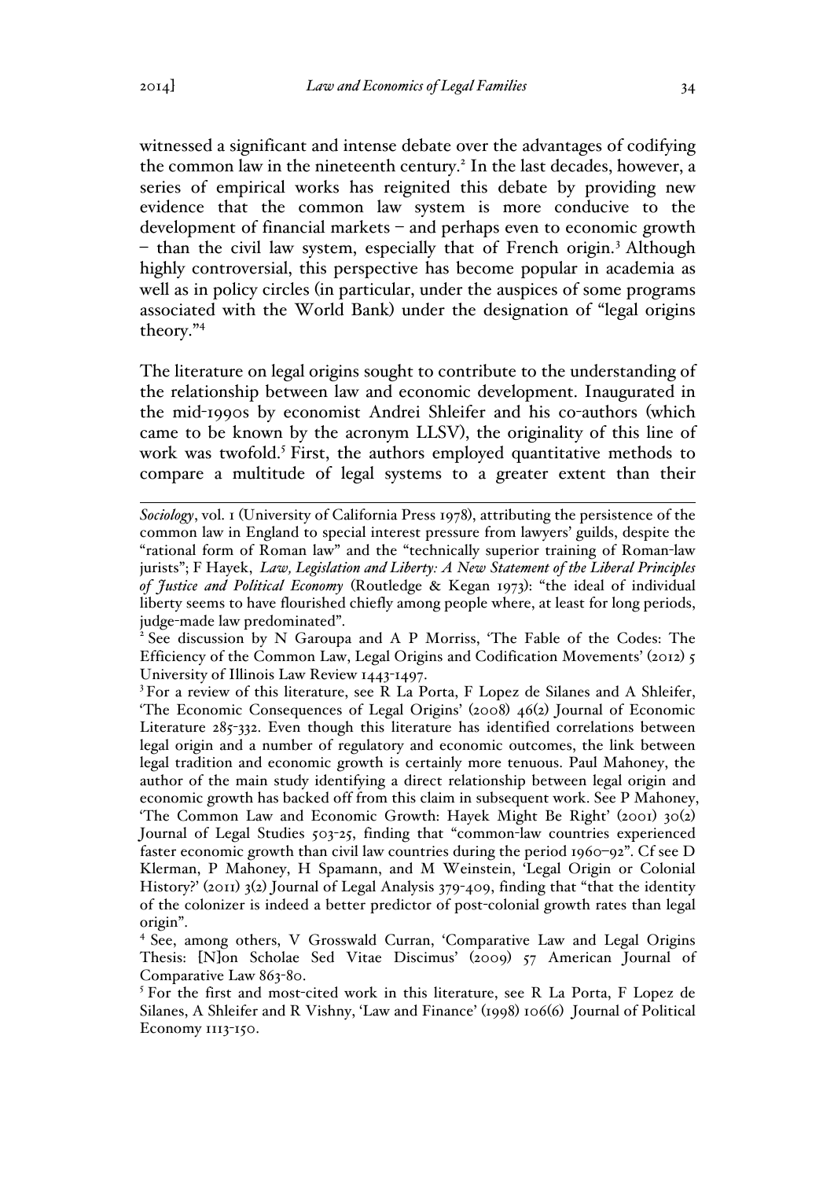witnessed a significant and intense debate over the advantages of codifying the common law in the nineteenth century.[2] In the last decades, however, a series of empirical works has reignited this debate by providing new evidence that the common law system is more conducive to the development of financial markets – and perhaps even to economic growth – than the civil law system, especially that of French origin.[3] Although highly controversial, this perspective has become popular in academia as well as in policy circles (in particular, under the auspices of some programs associated with the World Bank) under the designation of "legal origins theory."[4]

The literature on legal origins sought to contribute to the understanding of the relationship between law and economic development. Inaugurated in the mid-1990s by economist Andrei Shleifer and his co-authors (which came to be known by the acronym LLSV), the originality of this line of work was twofold.[5] First, the authors employed quantitative methods to compare a multitude of legal systems to a greater extent than their

---

*Sociology*, vol. 1 (University of California Press 1978), attributing the persistence of the common law in England to special interest pressure from lawyers' guilds, despite the "rational form of Roman law" and the "technically superior training of Roman-law jurists"; F Hayek, *Law, Legislation and Liberty: A New Statement of the Liberal Principles of Justice and Political Economy* (Routledge & Kegan 1973): "the ideal of individual liberty seems to have flourished chiefly among people where, at least for long periods, judge-made law predominated".

[2] See discussion by N Garoupa and A P Morriss, 'The Fable of the Codes: The Efficiency of the Common Law, Legal Origins and Codification Movements' (2012) 5 University of Illinois Law Review 1443-1497.

[3] For a review of this literature, see R La Porta, F Lopez de Silanes and A Shleifer, 'The Economic Consequences of Legal Origins' (2008) 46(2) Journal of Economic Literature 285-332. Even though this literature has identified correlations between legal origin and a number of regulatory and economic outcomes, the link between legal tradition and economic growth is certainly more tenuous. Paul Mahoney, the author of the main study identifying a direct relationship between legal origin and economic growth has backed off from this claim in subsequent work. See P Mahoney, 'The Common Law and Economic Growth: Hayek Might Be Right' (2001) 30(2) Journal of Legal Studies 503-25, finding that "common-law countries experienced faster economic growth than civil law countries during the period 1960–92". Cf see D Klerman, P Mahoney, H Spamann, and M Weinstein, 'Legal Origin or Colonial History?' (2011) 3(2) Journal of Legal Analysis 379-409, finding that "that the identity of the colonizer is indeed a better predictor of post-colonial growth rates than legal origin".

[4] See, among others, V Grosswald Curran, 'Comparative Law and Legal Origins Thesis: [N]on Scholae Sed Vitae Discimus' (2009) 57 American Journal of Comparative Law 863-80.

[5] For the first and most-cited work in this literature, see R La Porta, F Lopez de Silanes, A Shleifer and R Vishny, 'Law and Finance' (1998) 106(6) Journal of Political Economy 1113-150.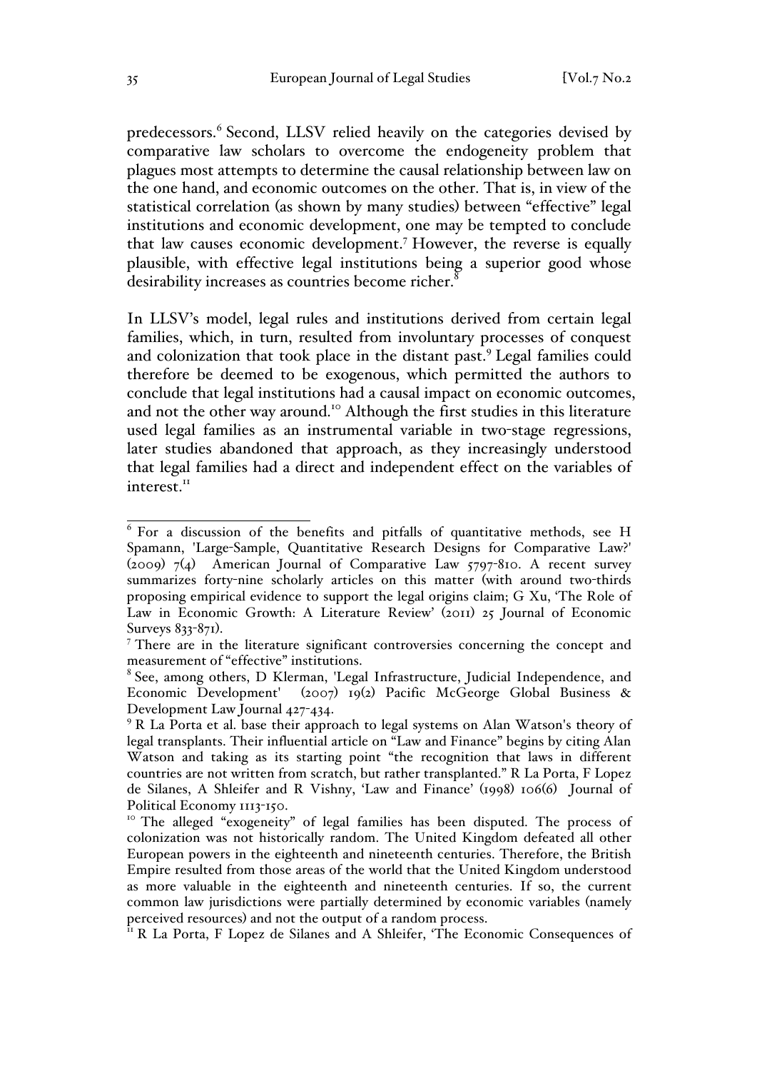predecessors.[6] Second, LLSV relied heavily on the categories devised by comparative law scholars to overcome the endogeneity problem that plagues most attempts to determine the causal relationship between law on the one hand, and economic outcomes on the other. That is, in view of the statistical correlation (as shown by many studies) between "effective" legal institutions and economic development, one may be tempted to conclude that law causes economic development.[7] However, the reverse is equally plausible, with effective legal institutions being a superior good whose desirability increases as countries become richer.[8]

In LLSV's model, legal rules and institutions derived from certain legal families, which, in turn, resulted from involuntary processes of conquest and colonization that took place in the distant past.[9] Legal families could therefore be deemed to be exogenous, which permitted the authors to conclude that legal institutions had a causal impact on economic outcomes, and not the other way around.[10] Although the first studies in this literature used legal families as an instrumental variable in two-stage regressions, later studies abandoned that approach, as they increasingly understood that legal families had a direct and independent effect on the variables of interest.[11]

---

[6] For a discussion of the benefits and pitfalls of quantitative methods, see H Spamann, 'Large-Sample, Quantitative Research Designs for Comparative Law?' (2009) 7(4) American Journal of Comparative Law 5797-810. A recent survey summarizes forty-nine scholarly articles on this matter (with around two-thirds proposing empirical evidence to support the legal origins claim; G Xu, 'The Role of Law in Economic Growth: A Literature Review' (2011) 25 Journal of Economic Surveys 833-871).

[7] There are in the literature significant controversies concerning the concept and measurement of "effective" institutions.

[8] See, among others, D Klerman, 'Legal Infrastructure, Judicial Independence, and Economic Development' (2007) 19(2) Pacific McGeorge Global Business & Development Law Journal 427-434.

[9] R La Porta et al. base their approach to legal systems on Alan Watson's theory of legal transplants. Their influential article on "Law and Finance" begins by citing Alan Watson and taking as its starting point "the recognition that laws in different countries are not written from scratch, but rather transplanted." R La Porta, F Lopez de Silanes, A Shleifer and R Vishny, 'Law and Finance' (1998) 106(6) Journal of Political Economy 1113-150.

[10] The alleged "exogeneity" of legal families has been disputed. The process of colonization was not historically random. The United Kingdom defeated all other European powers in the eighteenth and nineteenth centuries. Therefore, the British Empire resulted from those areas of the world that the United Kingdom understood as more valuable in the eighteenth and nineteenth centuries. If so, the current common law jurisdictions were partially determined by economic variables (namely perceived resources) and not the output of a random process.

[11] R La Porta, F Lopez de Silanes and A Shleifer, 'The Economic Consequences of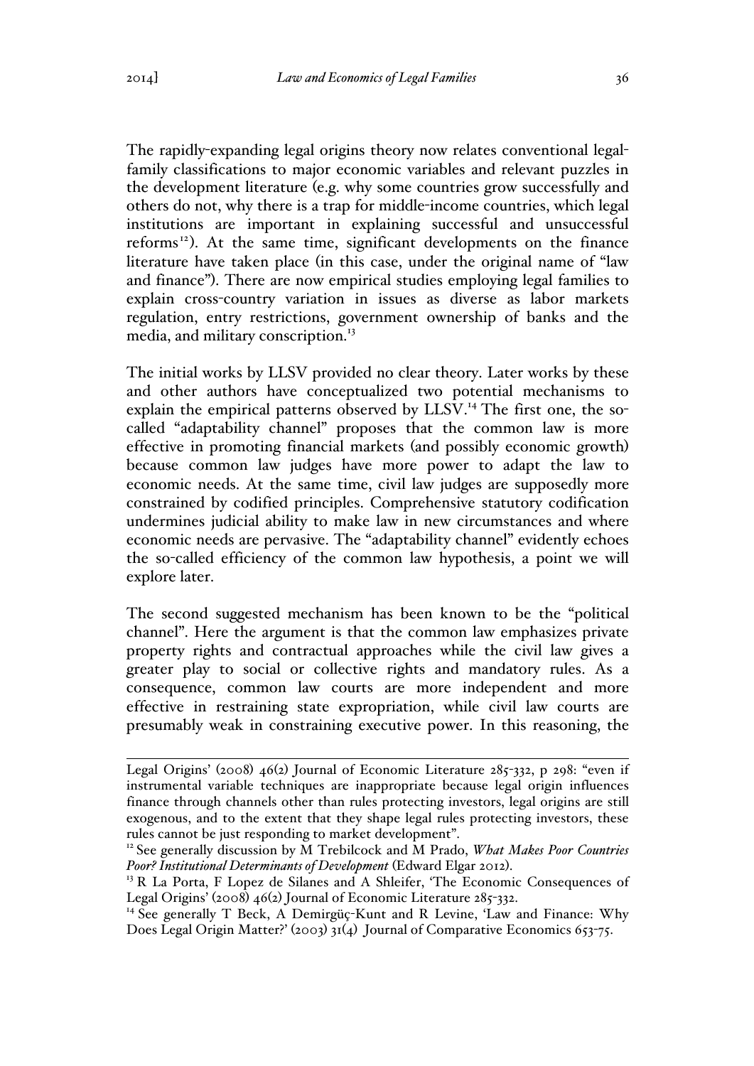The rapidly-expanding legal origins theory now relates conventional legal-family classifications to major economic variables and relevant puzzles in the development literature (e.g. why some countries grow successfully and others do not, why there is a trap for middle-income countries, which legal institutions are important in explaining successful and unsuccessful reforms[12]). At the same time, significant developments on the finance literature have taken place (in this case, under the original name of "law and finance"). There are now empirical studies employing legal families to explain cross-country variation in issues as diverse as labor markets regulation, entry restrictions, government ownership of banks and the media, and military conscription.[13]

The initial works by LLSV provided no clear theory. Later works by these and other authors have conceptualized two potential mechanisms to explain the empirical patterns observed by LLSV.[14] The first one, the so-called "adaptability channel" proposes that the common law is more effective in promoting financial markets (and possibly economic growth) because common law judges have more power to adapt the law to economic needs. At the same time, civil law judges are supposedly more constrained by codified principles. Comprehensive statutory codification undermines judicial ability to make law in new circumstances and where economic needs are pervasive. The "adaptability channel" evidently echoes the so-called efficiency of the common law hypothesis, a point we will explore later.

The second suggested mechanism has been known to be the "political channel". Here the argument is that the common law emphasizes private property rights and contractual approaches while the civil law gives a greater play to social or collective rights and mandatory rules. As a consequence, common law courts are more independent and more effective in restraining state expropriation, while civil law courts are presumably weak in constraining executive power. In this reasoning, the

---

Legal Origins' (2008) 46(2) Journal of Economic Literature 285-332, p 298: "even if instrumental variable techniques are inappropriate because legal origin influences finance through channels other than rules protecting investors, legal origins are still exogenous, and to the extent that they shape legal rules protecting investors, these rules cannot be just responding to market development".

[12] See generally discussion by M Trebilcock and M Prado, *What Makes Poor Countries Poor? Institutional Determinants of Development* (Edward Elgar 2012).

[13] R La Porta, F Lopez de Silanes and A Shleifer, 'The Economic Consequences of Legal Origins' (2008) 46(2) Journal of Economic Literature 285-332.

[14] See generally T Beck, A Demirgüç-Kunt and R Levine, 'Law and Finance: Why Does Legal Origin Matter?' (2003) 31(4) Journal of Comparative Economics 653-75.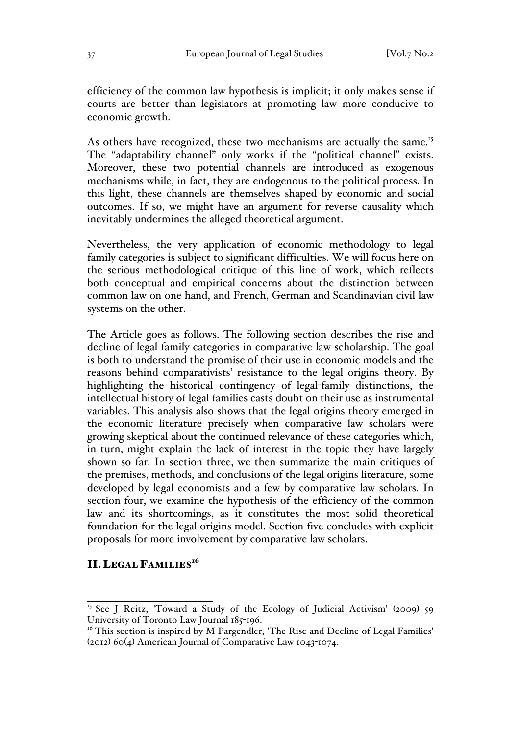efficiency of the common law hypothesis is implicit; it only makes sense if courts are better than legislators at promoting law more conducive to economic growth.

As others have recognized, these two mechanisms are actually the same.[15] The "adaptability channel" only works if the "political channel" exists. Moreover, these two potential channels are introduced as exogenous mechanisms while, in fact, they are endogenous to the political process. In this light, these channels are themselves shaped by economic and social outcomes. If so, we might have an argument for reverse causality which inevitably undermines the alleged theoretical argument.

Nevertheless, the very application of economic methodology to legal family categories is subject to significant difficulties. We will focus here on the serious methodological critique of this line of work, which reflects both conceptual and empirical concerns about the distinction between common law on one hand, and French, German and Scandinavian civil law systems on the other.

The Article goes as follows. The following section describes the rise and decline of legal family categories in comparative law scholarship. The goal is both to understand the promise of their use in economic models and the reasons behind comparativists' resistance to the legal origins theory. By highlighting the historical contingency of legal-family distinctions, the intellectual history of legal families casts doubt on their use as instrumental variables. This analysis also shows that the legal origins theory emerged in the economic literature precisely when comparative law scholars were growing skeptical about the continued relevance of these categories which, in turn, might explain the lack of interest in the topic they have largely shown so far. In section three, we then summarize the main critiques of the premises, methods, and conclusions of the legal origins literature, some developed by legal economists and a few by comparative law scholars. In section four, we examine the hypothesis of the efficiency of the common law and its shortcomings, as it constitutes the most solid theoretical foundation for the legal origins model. Section five concludes with explicit proposals for more involvement by comparative law scholars.

## II. LEGAL FAMILIES[16]

---

[15] See J Reitz, 'Toward a Study of the Ecology of Judicial Activism' (2009) 59 University of Toronto Law Journal 185-196.

[16] This section is inspired by M Pargendler, 'The Rise and Decline of Legal Families' (2012) 60(4) American Journal of Comparative Law 1043-1074.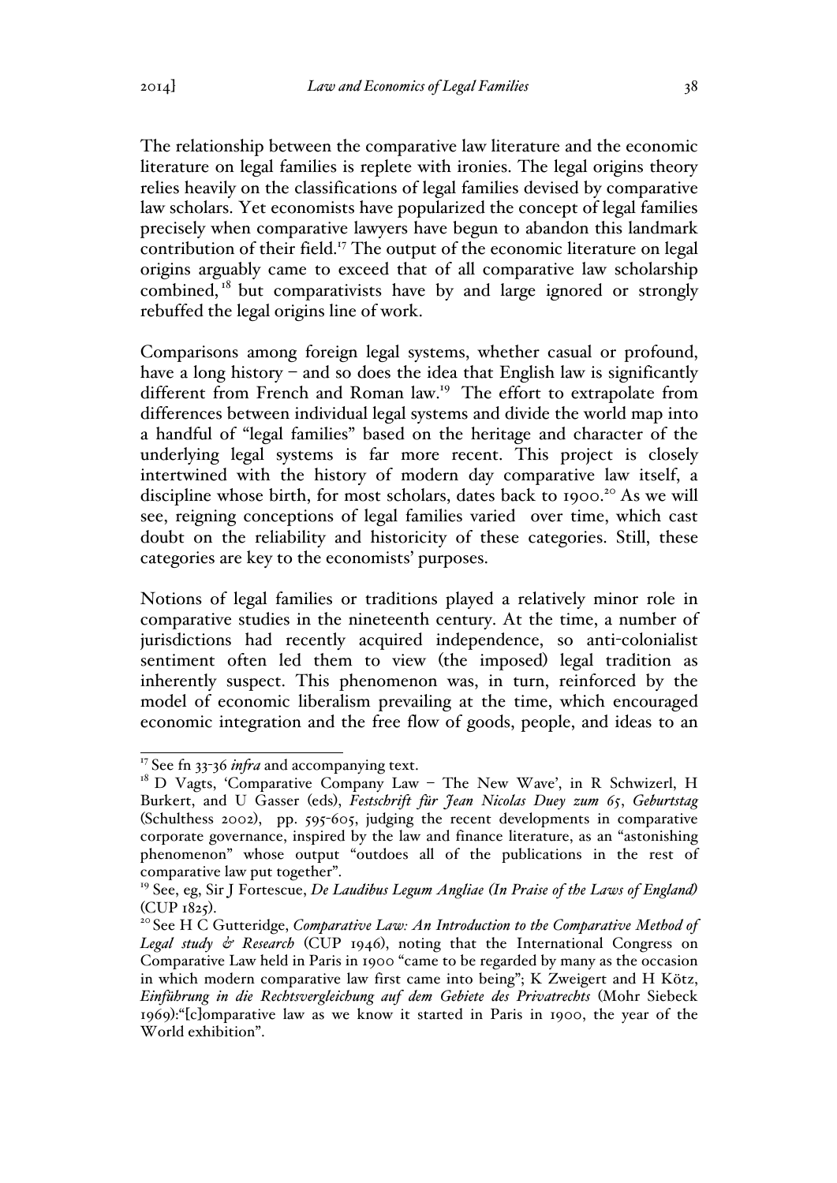The relationship between the comparative law literature and the economic literature on legal families is replete with ironies. The legal origins theory relies heavily on the classifications of legal families devised by comparative law scholars. Yet economists have popularized the concept of legal families precisely when comparative lawyers have begun to abandon this landmark contribution of their field.[17] The output of the economic literature on legal origins arguably came to exceed that of all comparative law scholarship combined,[18] but comparativists have by and large ignored or strongly rebuffed the legal origins line of work.

Comparisons among foreign legal systems, whether casual or profound, have a long history – and so does the idea that English law is significantly different from French and Roman law.[19] The effort to extrapolate from differences between individual legal systems and divide the world map into a handful of "legal families" based on the heritage and character of the underlying legal systems is far more recent. This project is closely intertwined with the history of modern day comparative law itself, a discipline whose birth, for most scholars, dates back to 1900.[20] As we will see, reigning conceptions of legal families varied over time, which cast doubt on the reliability and historicity of these categories. Still, these categories are key to the economists' purposes.

Notions of legal families or traditions played a relatively minor role in comparative studies in the nineteenth century. At the time, a number of jurisdictions had recently acquired independence, so anti-colonialist sentiment often led them to view (the imposed) legal tradition as inherently suspect. This phenomenon was, in turn, reinforced by the model of economic liberalism prevailing at the time, which encouraged economic integration and the free flow of goods, people, and ideas to an

---

[17] See fn 33-36 *infra* and accompanying text.

[18] D Vagts, 'Comparative Company Law – The New Wave', in R Schwizerl, H Burkert, and U Gasser (eds), *Festschrift für Jean Nicolas Duey zum 65, Geburtstag* (Schulthess 2002), pp. 595-605, judging the recent developments in comparative corporate governance, inspired by the law and finance literature, as an "astonishing phenomenon" whose output "outdoes all of the publications in the rest of comparative law put together".

[19] See, eg, Sir J Fortescue, *De Laudibus Legum Angliae (In Praise of the Laws of England)* (CUP 1825).

[20] See H C Gutteridge, *Comparative Law: An Introduction to the Comparative Method of Legal study & Research* (CUP 1946), noting that the International Congress on Comparative Law held in Paris in 1900 "came to be regarded by many as the occasion in which modern comparative law first came into being"; K Zweigert and H Kötz, *Einführung in die Rechtsvergleichung auf dem Gebiete des Privatrechts* (Mohr Siebeck 1969):"[c]omparative law as we know it started in Paris in 1900, the year of the World exhibition".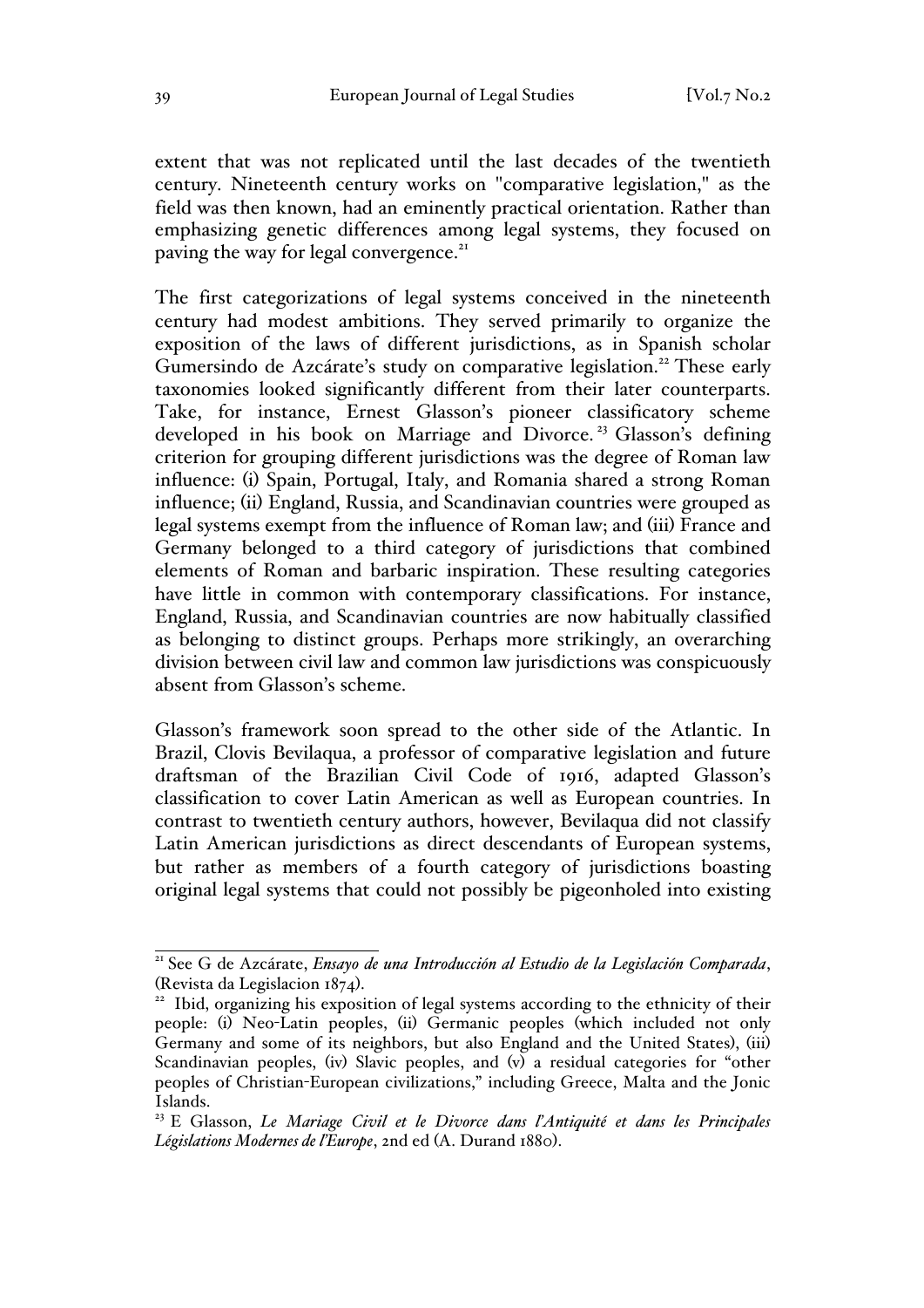extent that was not replicated until the last decades of the twentieth century. Nineteenth century works on "comparative legislation," as the field was then known, had an eminently practical orientation. Rather than emphasizing genetic differences among legal systems, they focused on paving the way for legal convergence.[21]

The first categorizations of legal systems conceived in the nineteenth century had modest ambitions. They served primarily to organize the exposition of the laws of different jurisdictions, as in Spanish scholar Gumersindo de Azcárate's study on comparative legislation.[22] These early taxonomies looked significantly different from their later counterparts. Take, for instance, Ernest Glasson's pioneer classificatory scheme developed in his book on Marriage and Divorce.[23] Glasson's defining criterion for grouping different jurisdictions was the degree of Roman law influence: (i) Spain, Portugal, Italy, and Romania shared a strong Roman influence; (ii) England, Russia, and Scandinavian countries were grouped as legal systems exempt from the influence of Roman law; and (iii) France and Germany belonged to a third category of jurisdictions that combined elements of Roman and barbaric inspiration. These resulting categories have little in common with contemporary classifications. For instance, England, Russia, and Scandinavian countries are now habitually classified as belonging to distinct groups. Perhaps more strikingly, an overarching division between civil law and common law jurisdictions was conspicuously absent from Glasson's scheme.

Glasson's framework soon spread to the other side of the Atlantic. In Brazil, Clovis Bevilaqua, a professor of comparative legislation and future draftsman of the Brazilian Civil Code of 1916, adapted Glasson's classification to cover Latin American as well as European countries. In contrast to twentieth century authors, however, Bevilaqua did not classify Latin American jurisdictions as direct descendants of European systems, but rather as members of a fourth category of jurisdictions boasting original legal systems that could not possibly be pigeonholed into existing

---

[21] See G de Azcárate, *Ensayo de una Introducción al Estudio de la Legislación Comparada*, (Revista da Legislacion 1874).

[22] Ibid, organizing his exposition of legal systems according to the ethnicity of their people: (i) Neo-Latin peoples, (ii) Germanic peoples (which included not only Germany and some of its neighbors, but also England and the United States), (iii) Scandinavian peoples, (iv) Slavic peoples, and (v) a residual categories for "other peoples of Christian-European civilizations," including Greece, Malta and the Jonic Islands.

[23] E Glasson, *Le Mariage Civil et le Divorce dans l'Antiquité et dans les Principales Législations Modernes de l'Europe*, 2nd ed (A. Durand 1880).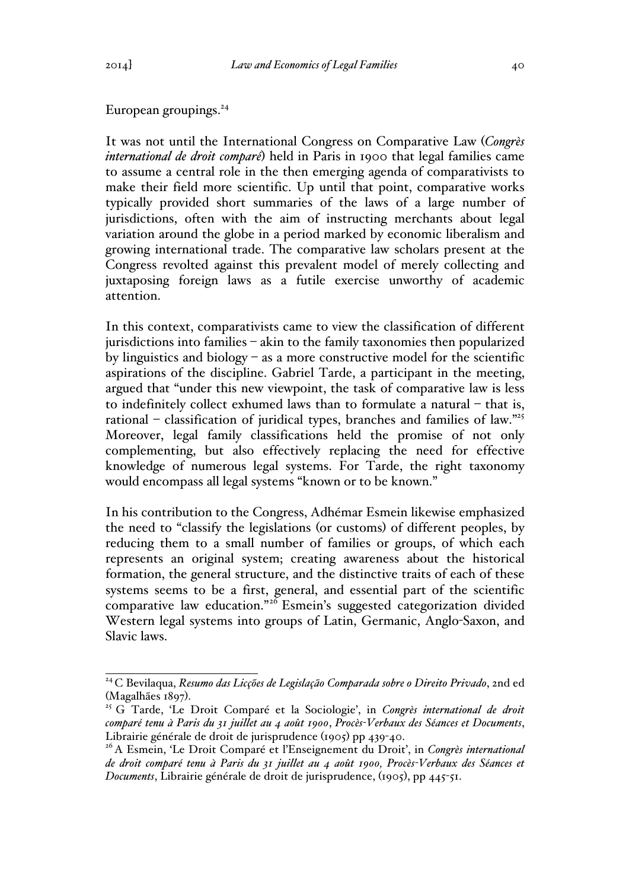European groupings.[24]

It was not until the International Congress on Comparative Law (*Congrès international de droit comparé*) held in Paris in 1900 that legal families came to assume a central role in the then emerging agenda of comparativists to make their field more scientific. Up until that point, comparative works typically provided short summaries of the laws of a large number of jurisdictions, often with the aim of instructing merchants about legal variation around the globe in a period marked by economic liberalism and growing international trade. The comparative law scholars present at the Congress revolted against this prevalent model of merely collecting and juxtaposing foreign laws as a futile exercise unworthy of academic attention.

In this context, comparativists came to view the classification of different jurisdictions into families – akin to the family taxonomies then popularized by linguistics and biology – as a more constructive model for the scientific aspirations of the discipline. Gabriel Tarde, a participant in the meeting, argued that "under this new viewpoint, the task of comparative law is less to indefinitely collect exhumed laws than to formulate a natural – that is, rational – classification of juridical types, branches and families of law."[25] Moreover, legal family classifications held the promise of not only complementing, but also effectively replacing the need for effective knowledge of numerous legal systems. For Tarde, the right taxonomy would encompass all legal systems "known or to be known."

In his contribution to the Congress, Adhémar Esmein likewise emphasized the need to "classify the legislations (or customs) of different peoples, by reducing them to a small number of families or groups, of which each represents an original system; creating awareness about the historical formation, the general structure, and the distinctive traits of each of these systems seems to be a first, general, and essential part of the scientific comparative law education."[26] Esmein's suggested categorization divided Western legal systems into groups of Latin, Germanic, Anglo-Saxon, and Slavic laws.

---

[24] C Bevilaqua, *Resumo das Licções de Legislação Comparada sobre o Direito Privado*, 2nd ed (Magalhães 1897).

[25] G Tarde, 'Le Droit Comparé et la Sociologie', in *Congrès international de droit comparé tenu à Paris du 31 juillet au 4 août 1900*, *Procès-Verbaux des Séances et Documents*, Librairie générale de droit de jurisprudence (1905) pp 439-40.

[26] A Esmein, 'Le Droit Comparé et l'Enseignement du Droit', in *Congrès international de droit comparé tenu à Paris du 31 juillet au 4 août 1900, Procès-Verbaux des Séances et Documents*, Librairie générale de droit de jurisprudence, (1905), pp 445-51.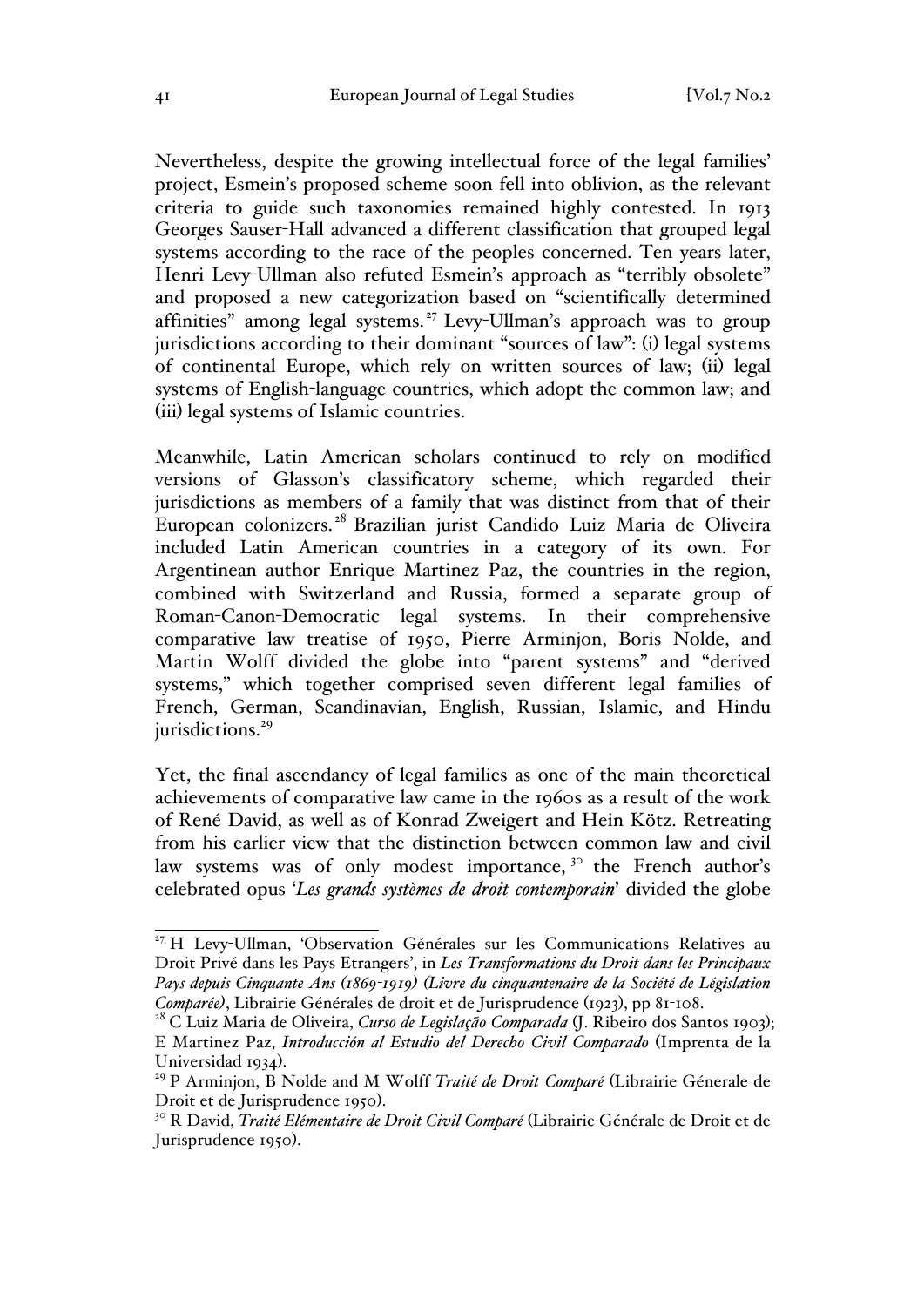Nevertheless, despite the growing intellectual force of the legal families' project, Esmein's proposed scheme soon fell into oblivion, as the relevant criteria to guide such taxonomies remained highly contested. In 1913 Georges Sauser-Hall advanced a different classification that grouped legal systems according to the race of the peoples concerned. Ten years later, Henri Levy-Ullman also refuted Esmein's approach as "terribly obsolete" and proposed a new categorization based on "scientifically determined affinities" among legal systems.[27] Levy-Ullman's approach was to group jurisdictions according to their dominant "sources of law": (i) legal systems of continental Europe, which rely on written sources of law; (ii) legal systems of English-language countries, which adopt the common law; and (iii) legal systems of Islamic countries.

Meanwhile, Latin American scholars continued to rely on modified versions of Glasson's classificatory scheme, which regarded their jurisdictions as members of a family that was distinct from that of their European colonizers.[28] Brazilian jurist Candido Luiz Maria de Oliveira included Latin American countries in a category of its own. For Argentinean author Enrique Martinez Paz, the countries in the region, combined with Switzerland and Russia, formed a separate group of Roman-Canon-Democratic legal systems. In their comprehensive comparative law treatise of 1950, Pierre Arminjon, Boris Nolde, and Martin Wolff divided the globe into "parent systems" and "derived systems," which together comprised seven different legal families of French, German, Scandinavian, English, Russian, Islamic, and Hindu jurisdictions.[29]

Yet, the final ascendancy of legal families as one of the main theoretical achievements of comparative law came in the 1960s as a result of the work of René David, as well as of Konrad Zweigert and Hein Kötz. Retreating from his earlier view that the distinction between common law and civil law systems was of only modest importance,[30] the French author's celebrated opus '*Les grands systèmes de droit contemporain*' divided the globe

---

[27] H Levy-Ullman, 'Observation Générales sur les Communications Relatives au Droit Privé dans les Pays Etrangers', in *Les Transformations du Droit dans les Principaux Pays depuis Cinquante Ans (1869-1919) (Livre du cinquantenaire de la Société de Législation Comparée)*, Librairie Générales de droit et de Jurisprudence (1923), pp 81-108.

[28] C Luiz Maria de Oliveira, *Curso de Legislação Comparada* (J. Ribeiro dos Santos 1903); E Martinez Paz, *Introducción al Estudio del Derecho Civil Comparado* (Imprenta de la Universidad 1934).

[29] P Arminjon, B Nolde and M Wolff *Traité de Droit Comparé* (Librairie Génerale de Droit et de Jurisprudence 1950).

[30] R David, *Traité Elémentaire de Droit Civil Comparé* (Librairie Générale de Droit et de Jurisprudence 1950).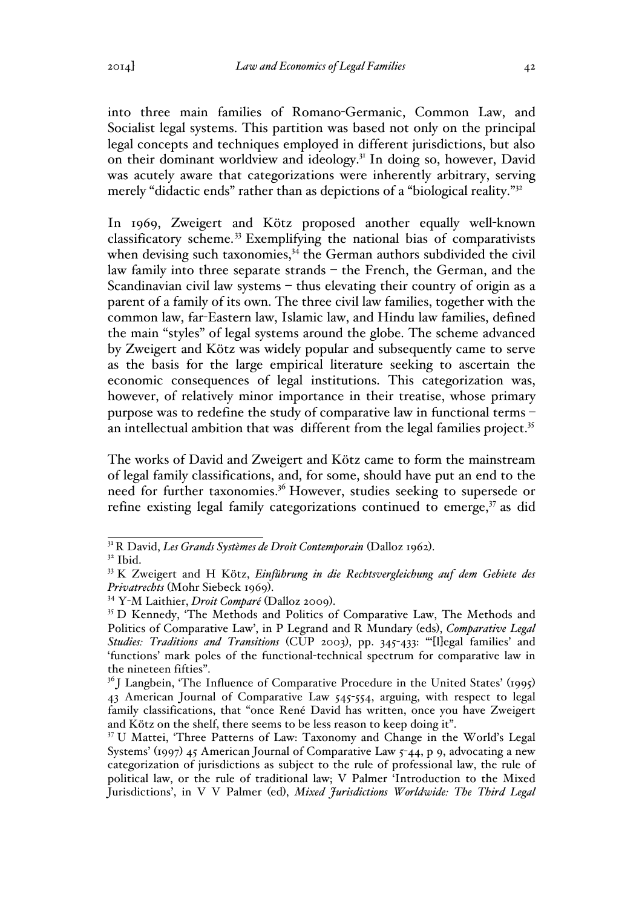into three main families of Romano-Germanic, Common Law, and Socialist legal systems. This partition was based not only on the principal legal concepts and techniques employed in different jurisdictions, but also on their dominant worldview and ideology.[31] In doing so, however, David was acutely aware that categorizations were inherently arbitrary, serving merely "didactic ends" rather than as depictions of a "biological reality."[32]

In 1969, Zweigert and Kötz proposed another equally well-known classificatory scheme.[33] Exemplifying the national bias of comparativists when devising such taxonomies,[34] the German authors subdivided the civil law family into three separate strands – the French, the German, and the Scandinavian civil law systems – thus elevating their country of origin as a parent of a family of its own. The three civil law families, together with the common law, far-Eastern law, Islamic law, and Hindu law families, defined the main "styles" of legal systems around the globe. The scheme advanced by Zweigert and Kötz was widely popular and subsequently came to serve as the basis for the large empirical literature seeking to ascertain the economic consequences of legal institutions. This categorization was, however, of relatively minor importance in their treatise, whose primary purpose was to redefine the study of comparative law in functional terms – an intellectual ambition that was different from the legal families project.[35]

The works of David and Zweigert and Kötz came to form the mainstream of legal family classifications, and, for some, should have put an end to the need for further taxonomies.[36] However, studies seeking to supersede or refine existing legal family categorizations continued to emerge,[37] as did

---

[31] R David, *Les Grands Systèmes de Droit Contemporain* (Dalloz 1962).

[32] Ibid.

[33] K Zweigert and H Kötz, *Einführung in die Rechtsvergleichung auf dem Gebiete des Privatrechts* (Mohr Siebeck 1969).

[34] Y-M Laithier, *Droit Comparé* (Dalloz 2009).

[35] D Kennedy, 'The Methods and Politics of Comparative Law, The Methods and Politics of Comparative Law', in P Legrand and R Mundary (eds), *Comparative Legal Studies: Traditions and Transitions* (CUP 2003), pp. 345-433: "'[l]egal families' and 'functions' mark poles of the functional-technical spectrum for comparative law in the nineteen fifties".

[36] J Langbein, 'The Influence of Comparative Procedure in the United States' (1995) 43 American Journal of Comparative Law 545-554, arguing, with respect to legal family classifications, that "once René David has written, once you have Zweigert and Kötz on the shelf, there seems to be less reason to keep doing it".

[37] U Mattei, 'Three Patterns of Law: Taxonomy and Change in the World's Legal Systems' (1997) 45 American Journal of Comparative Law 5-44, p 9, advocating a new categorization of jurisdictions as subject to the rule of professional law, the rule of political law, or the rule of traditional law; V Palmer 'Introduction to the Mixed Jurisdictions', in V V Palmer (ed), *Mixed Jurisdictions Worldwide: The Third Legal*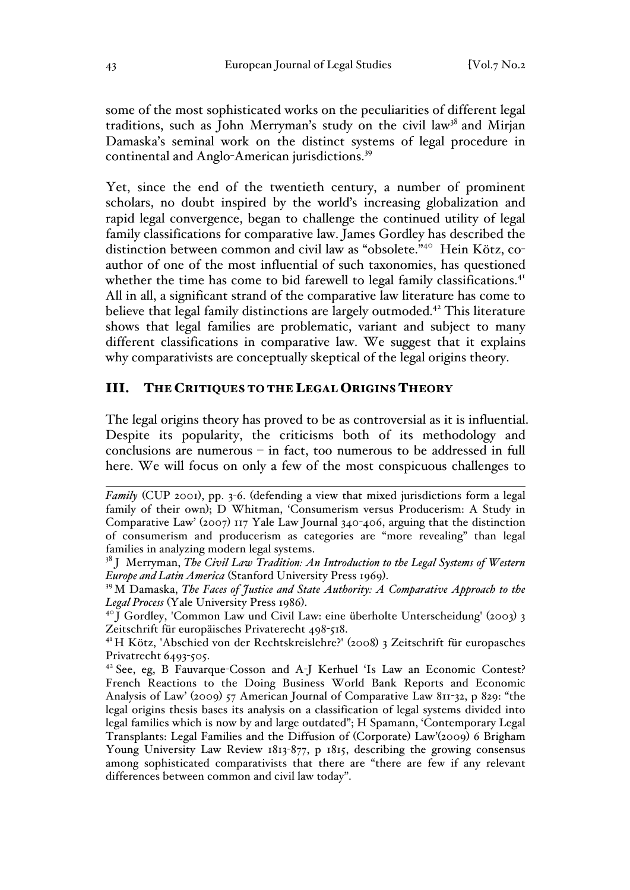some of the most sophisticated works on the peculiarities of different legal traditions, such as John Merryman's study on the civil law[38] and Mirjan Damaska's seminal work on the distinct systems of legal procedure in continental and Anglo-American jurisdictions.[39]

Yet, since the end of the twentieth century, a number of prominent scholars, no doubt inspired by the world's increasing globalization and rapid legal convergence, began to challenge the continued utility of legal family classifications for comparative law. James Gordley has described the distinction between common and civil law as "obsolete."[40] Hein Kötz, co-author of one of the most influential of such taxonomies, has questioned whether the time has come to bid farewell to legal family classifications.[41] All in all, a significant strand of the comparative law literature has come to believe that legal family distinctions are largely outmoded.[42] This literature shows that legal families are problematic, variant and subject to many different classifications in comparative law. We suggest that it explains why comparativists are conceptually skeptical of the legal origins theory.

## III. The Critiques to the Legal Origins Theory

The legal origins theory has proved to be as controversial as it is influential. Despite its popularity, the criticisms both of its methodology and conclusions are numerous – in fact, too numerous to be addressed in full here. We will focus on only a few of the most conspicuous challenges to

---

*Family* (CUP 2001), pp. 3-6. (defending a view that mixed jurisdictions form a legal family of their own); D Whitman, 'Consumerism versus Producerism: A Study in Comparative Law' (2007) 117 Yale Law Journal 340-406, arguing that the distinction of consumerism and producerism as categories are "more revealing" than legal families in analyzing modern legal systems.

[38] J Merryman, *The Civil Law Tradition: An Introduction to the Legal Systems of Western Europe and Latin America* (Stanford University Press 1969).

[39] M Damaska, *The Faces of Justice and State Authority: A Comparative Approach to the Legal Process* (Yale University Press 1986).

[40] J Gordley, 'Common Law und Civil Law: eine überholte Unterscheidung' (2003) 3 Zeitschrift für europäisches Privaterecht 498-518.

[41] H Kötz, 'Abschied von der Rechtskreislehre?' (2008) 3 Zeitschrift für europasches Privatrecht 6493-505.

[42] See, eg, B Fauvarque-Cosson and A-J Kerhuel 'Is Law an Economic Contest? French Reactions to the Doing Business World Bank Reports and Economic Analysis of Law' (2009) 57 American Journal of Comparative Law 811-32, p 829: "the legal origins thesis bases its analysis on a classification of legal systems divided into legal families which is now by and large outdated"; H Spamann, 'Contemporary Legal Transplants: Legal Families and the Diffusion of (Corporate) Law'(2009) 6 Brigham Young University Law Review 1813-877, p 1815, describing the growing consensus among sophisticated comparativists that there are "there are few if any relevant differences between common and civil law today".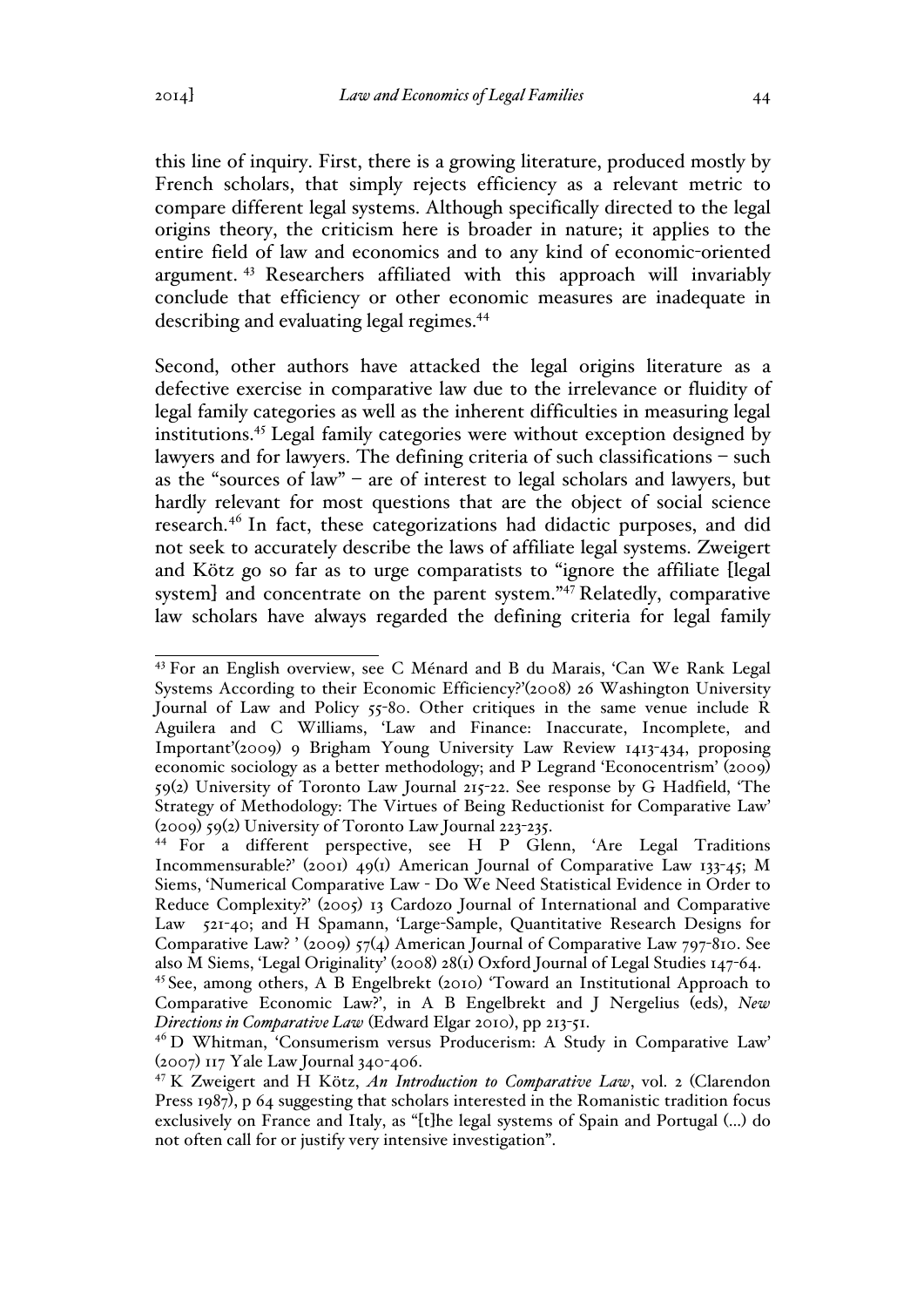this line of inquiry. First, there is a growing literature, produced mostly by French scholars, that simply rejects efficiency as a relevant metric to compare different legal systems. Although specifically directed to the legal origins theory, the criticism here is broader in nature; it applies to the entire field of law and economics and to any kind of economic-oriented argument. [43] Researchers affiliated with this approach will invariably conclude that efficiency or other economic measures are inadequate in describing and evaluating legal regimes.[44]

Second, other authors have attacked the legal origins literature as a defective exercise in comparative law due to the irrelevance or fluidity of legal family categories as well as the inherent difficulties in measuring legal institutions.[45] Legal family categories were without exception designed by lawyers and for lawyers. The defining criteria of such classifications – such as the "sources of law" – are of interest to legal scholars and lawyers, but hardly relevant for most questions that are the object of social science research.[46] In fact, these categorizations had didactic purposes, and did not seek to accurately describe the laws of affiliate legal systems. Zweigert and Kötz go so far as to urge comparatists to "ignore the affiliate [legal system] and concentrate on the parent system."[47] Relatedly, comparative law scholars have always regarded the defining criteria for legal family

---

[43] For an English overview, see C Ménard and B du Marais, 'Can We Rank Legal Systems According to their Economic Efficiency?'(2008) 26 Washington University Journal of Law and Policy 55-80. Other critiques in the same venue include R Aguilera and C Williams, 'Law and Finance: Inaccurate, Incomplete, and Important'(2009) 9 Brigham Young University Law Review 1413-434, proposing economic sociology as a better methodology; and P Legrand 'Econocentrism' (2009) 59(2) University of Toronto Law Journal 215-22. See response by G Hadfield, 'The Strategy of Methodology: The Virtues of Being Reductionist for Comparative Law' (2009) 59(2) University of Toronto Law Journal 223-235.

[44] For a different perspective, see H P Glenn, 'Are Legal Traditions Incommensurable?' (2001) 49(1) American Journal of Comparative Law 133-45; M Siems, 'Numerical Comparative Law - Do We Need Statistical Evidence in Order to Reduce Complexity?' (2005) 13 Cardozo Journal of International and Comparative Law 521-40; and H Spamann, 'Large-Sample, Quantitative Research Designs for Comparative Law? ' (2009) 57(4) American Journal of Comparative Law 797-810. See also M Siems, 'Legal Originality' (2008) 28(1) Oxford Journal of Legal Studies 147-64.

[45] See, among others, A B Engelbrekt (2010) 'Toward an Institutional Approach to Comparative Economic Law?', in A B Engelbrekt and J Nergelius (eds), *New Directions in Comparative Law* (Edward Elgar 2010), pp 213-51.

[46] D Whitman, 'Consumerism versus Producerism: A Study in Comparative Law' (2007) 117 Yale Law Journal 340-406.

[47] K Zweigert and H Kötz, *An Introduction to Comparative Law*, vol. 2 (Clarendon Press 1987), p 64 suggesting that scholars interested in the Romanistic tradition focus exclusively on France and Italy, as "[t]he legal systems of Spain and Portugal (…) do not often call for or justify very intensive investigation".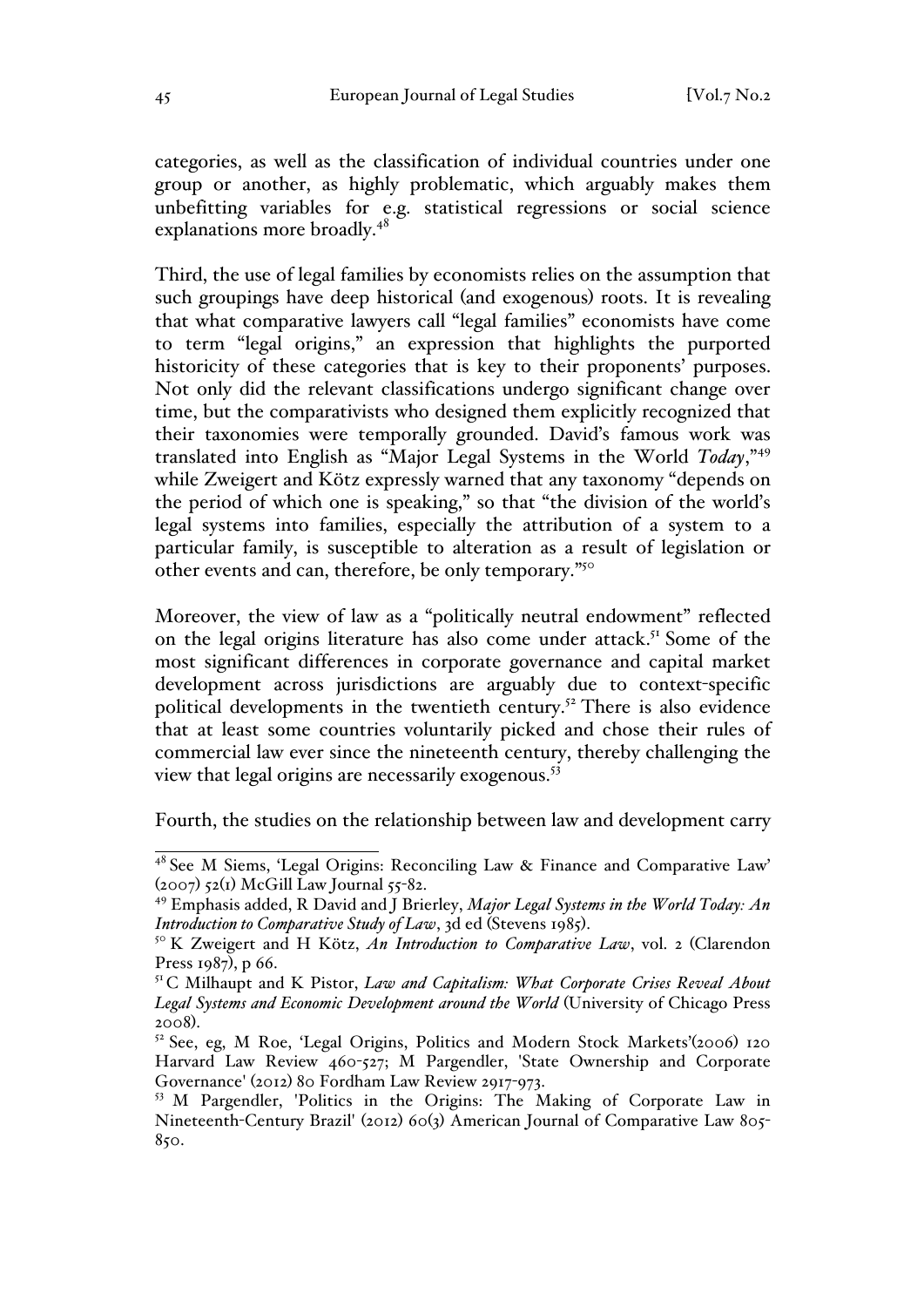categories, as well as the classification of individual countries under one group or another, as highly problematic, which arguably makes them unbefitting variables for e.g. statistical regressions or social science explanations more broadly.[48]

Third, the use of legal families by economists relies on the assumption that such groupings have deep historical (and exogenous) roots. It is revealing that what comparative lawyers call "legal families" economists have come to term "legal origins," an expression that highlights the purported historicity of these categories that is key to their proponents' purposes. Not only did the relevant classifications undergo significant change over time, but the comparativists who designed them explicitly recognized that their taxonomies were temporally grounded. David's famous work was translated into English as "Major Legal Systems in the World *Today*,"[49] while Zweigert and Kötz expressly warned that any taxonomy "depends on the period of which one is speaking," so that "the division of the world's legal systems into families, especially the attribution of a system to a particular family, is susceptible to alteration as a result of legislation or other events and can, therefore, be only temporary."[50]

Moreover, the view of law as a "politically neutral endowment" reflected on the legal origins literature has also come under attack.[51] Some of the most significant differences in corporate governance and capital market development across jurisdictions are arguably due to context-specific political developments in the twentieth century.[52] There is also evidence that at least some countries voluntarily picked and chose their rules of commercial law ever since the nineteenth century, thereby challenging the view that legal origins are necessarily exogenous.[53]

Fourth, the studies on the relationship between law and development carry

---

[48] See M Siems, 'Legal Origins: Reconciling Law & Finance and Comparative Law' (2007) 52(1) McGill Law Journal 55-82.

[49] Emphasis added, R David and J Brierley, *Major Legal Systems in the World Today: An Introduction to Comparative Study of Law*, 3d ed (Stevens 1985).

[50] K Zweigert and H Kötz, *An Introduction to Comparative Law*, vol. 2 (Clarendon Press 1987), p 66.

[51] C Milhaupt and K Pistor, *Law and Capitalism: What Corporate Crises Reveal About Legal Systems and Economic Development around the World* (University of Chicago Press 2008).

[52] See, eg, M Roe, 'Legal Origins, Politics and Modern Stock Markets'(2006) 120 Harvard Law Review 460-527; M Pargendler, 'State Ownership and Corporate Governance' (2012) 80 Fordham Law Review 2917-973.

[53] M Pargendler, 'Politics in the Origins: The Making of Corporate Law in Nineteenth-Century Brazil' (2012) 60(3) American Journal of Comparative Law 805-850.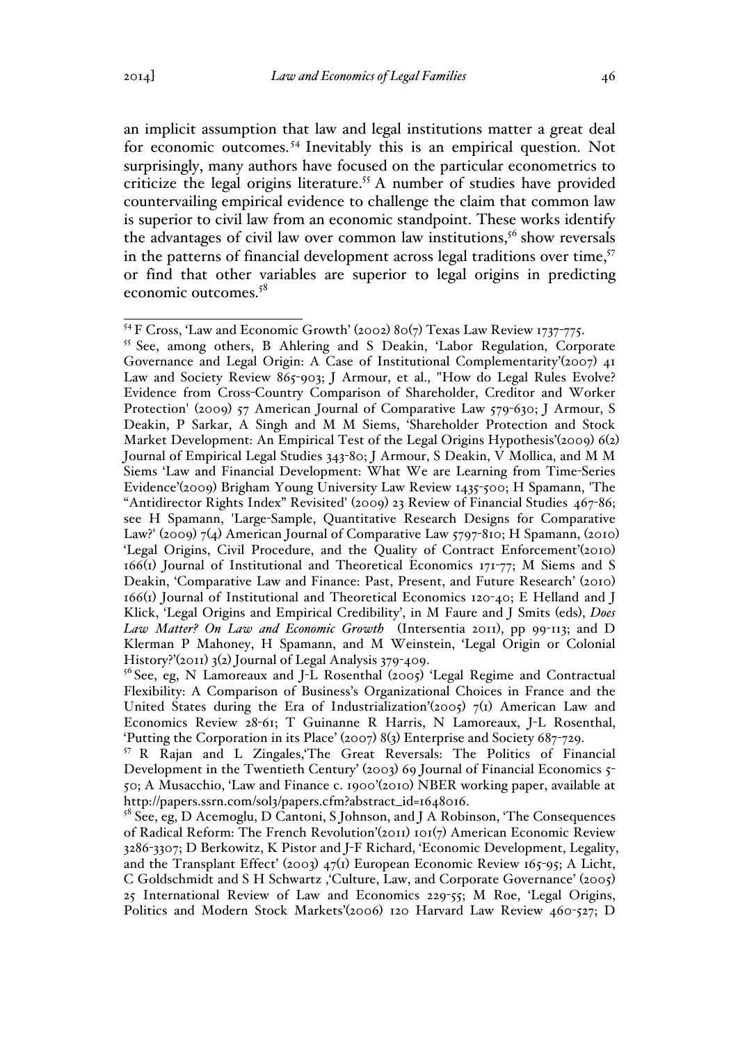an implicit assumption that law and legal institutions matter a great deal for economic outcomes.[54] Inevitably this is an empirical question. Not surprisingly, many authors have focused on the particular econometrics to criticize the legal origins literature.[55] A number of studies have provided countervailing empirical evidence to challenge the claim that common law is superior to civil law from an economic standpoint. These works identify the advantages of civil law over common law institutions,[56] show reversals in the patterns of financial development across legal traditions over time,[57] or find that other variables are superior to legal origins in predicting economic outcomes.[58]

---

[54] F Cross, 'Law and Economic Growth' (2002) 80(7) Texas Law Review 1737-775.

[55] See, among others, B Ahlering and S Deakin, 'Labor Regulation, Corporate Governance and Legal Origin: A Case of Institutional Complementarity'(2007) 41 Law and Society Review 865-903; J Armour, et al., "How do Legal Rules Evolve? Evidence from Cross-Country Comparison of Shareholder, Creditor and Worker Protection' (2009) 57 American Journal of Comparative Law 579-630; J Armour, S Deakin, P Sarkar, A Singh and M M Siems, 'Shareholder Protection and Stock Market Development: An Empirical Test of the Legal Origins Hypothesis'(2009) 6(2) Journal of Empirical Legal Studies 343-80; J Armour, S Deakin, V Mollica, and M M Siems 'Law and Financial Development: What We are Learning from Time-Series Evidence'(2009) Brigham Young University Law Review 1435-500; H Spamann, 'The "Antidirector Rights Index" Revisited' (2009) 23 Review of Financial Studies 467-86; see H Spamann, 'Large-Sample, Quantitative Research Designs for Comparative Law?' (2009) 7(4) American Journal of Comparative Law 5797-810; H Spamann, (2010) 'Legal Origins, Civil Procedure, and the Quality of Contract Enforcement'(2010) 166(1) Journal of Institutional and Theoretical Economics 171-77; M Siems and S Deakin, 'Comparative Law and Finance: Past, Present, and Future Research' (2010) 166(1) Journal of Institutional and Theoretical Economics 120-40; E Helland and J Klick, 'Legal Origins and Empirical Credibility', in M Faure and J Smits (eds), *Does Law Matter? On Law and Economic Growth* (Intersentia 2011), pp 99-113; and D Klerman P Mahoney, H Spamann, and M Weinstein, 'Legal Origin or Colonial History?'(2011) 3(2) Journal of Legal Analysis 379-409.

[56] See, eg, N Lamoreaux and J-L Rosenthal (2005) 'Legal Regime and Contractual Flexibility: A Comparison of Business's Organizational Choices in France and the United States during the Era of Industrialization'(2005) 7(1) American Law and Economics Review 28-61; T Guinanne R Harris, N Lamoreaux, J-L Rosenthal, 'Putting the Corporation in its Place' (2007) 8(3) Enterprise and Society 687-729.

[57] R Rajan and L Zingales,'The Great Reversals: The Politics of Financial Development in the Twentieth Century' (2003) 69 Journal of Financial Economics 5-50; A Musacchio, 'Law and Finance c. 1900'(2010) NBER working paper, available at http://papers.ssrn.com/sol3/papers.cfm?abstract_id=1648016.

[58] See, eg, D Acemoglu, D Cantoni, S Johnson, and J A Robinson, 'The Consequences of Radical Reform: The French Revolution'(2011) 101(7) American Economic Review 3286-3307; D Berkowitz, K Pistor and J-F Richard, 'Economic Development, Legality, and the Transplant Effect' (2003) 47(1) European Economic Review 165-95; A Licht, C Goldschmidt and S H Schwartz ,'Culture, Law, and Corporate Governance' (2005) 25 International Review of Law and Economics 229-55; M Roe, 'Legal Origins, Politics and Modern Stock Markets'(2006) 120 Harvard Law Review 460-527; D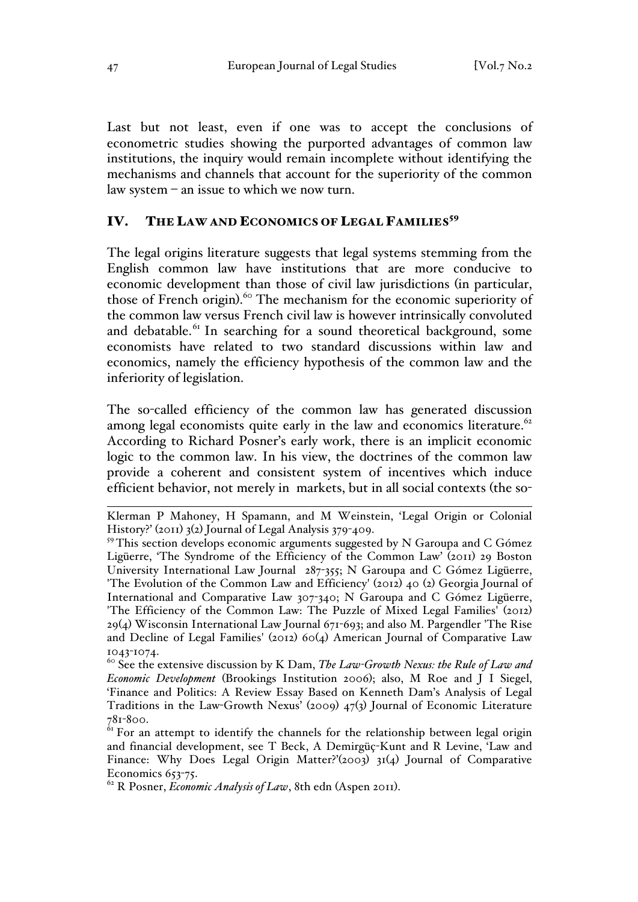Last but not least, even if one was to accept the conclusions of econometric studies showing the purported advantages of common law institutions, the inquiry would remain incomplete without identifying the mechanisms and channels that account for the superiority of the common law system – an issue to which we now turn.

## IV. THE LAW AND ECONOMICS OF LEGAL FAMILIES[59]

The legal origins literature suggests that legal systems stemming from the English common law have institutions that are more conducive to economic development than those of civil law jurisdictions (in particular, those of French origin).[60] The mechanism for the economic superiority of the common law versus French civil law is however intrinsically convoluted and debatable.[61] In searching for a sound theoretical background, some economists have related to two standard discussions within law and economics, namely the efficiency hypothesis of the common law and the inferiority of legislation.

The so-called efficiency of the common law has generated discussion among legal economists quite early in the law and economics literature.[62] According to Richard Posner's early work, there is an implicit economic logic to the common law. In his view, the doctrines of the common law provide a coherent and consistent system of incentives which induce efficient behavior, not merely in markets, but in all social contexts (the so-

---

Klerman P Mahoney, H Spamann, and M Weinstein, 'Legal Origin or Colonial History?' (2011) 3(2) Journal of Legal Analysis 379-409.

[59] This section develops economic arguments suggested by N Garoupa and C Gómez Ligüerre, 'The Syndrome of the Efficiency of the Common Law' (2011) 29 Boston University International Law Journal 287-355; N Garoupa and C Gómez Ligüerre, 'The Evolution of the Common Law and Efficiency' (2012) 40 (2) Georgia Journal of International and Comparative Law 307-340; N Garoupa and C Gómez Ligüerre, 'The Efficiency of the Common Law: The Puzzle of Mixed Legal Families' (2012) 29(4) Wisconsin International Law Journal 671-693; and also M. Pargendler 'The Rise and Decline of Legal Families' (2012) 60(4) American Journal of Comparative Law 1043-1074.

[60] See the extensive discussion by K Dam, *The Law-Growth Nexus: the Rule of Law and Economic Development* (Brookings Institution 2006); also, M Roe and J I Siegel, 'Finance and Politics: A Review Essay Based on Kenneth Dam's Analysis of Legal Traditions in the Law-Growth Nexus' (2009) 47(3) Journal of Economic Literature 781-800.

[61] For an attempt to identify the channels for the relationship between legal origin and financial development, see T Beck, A Demirgüç-Kunt and R Levine, 'Law and Finance: Why Does Legal Origin Matter?'(2003) 31(4) Journal of Comparative Economics 653-75.

[62] R Posner, *Economic Analysis of Law*, 8th edn (Aspen 2011).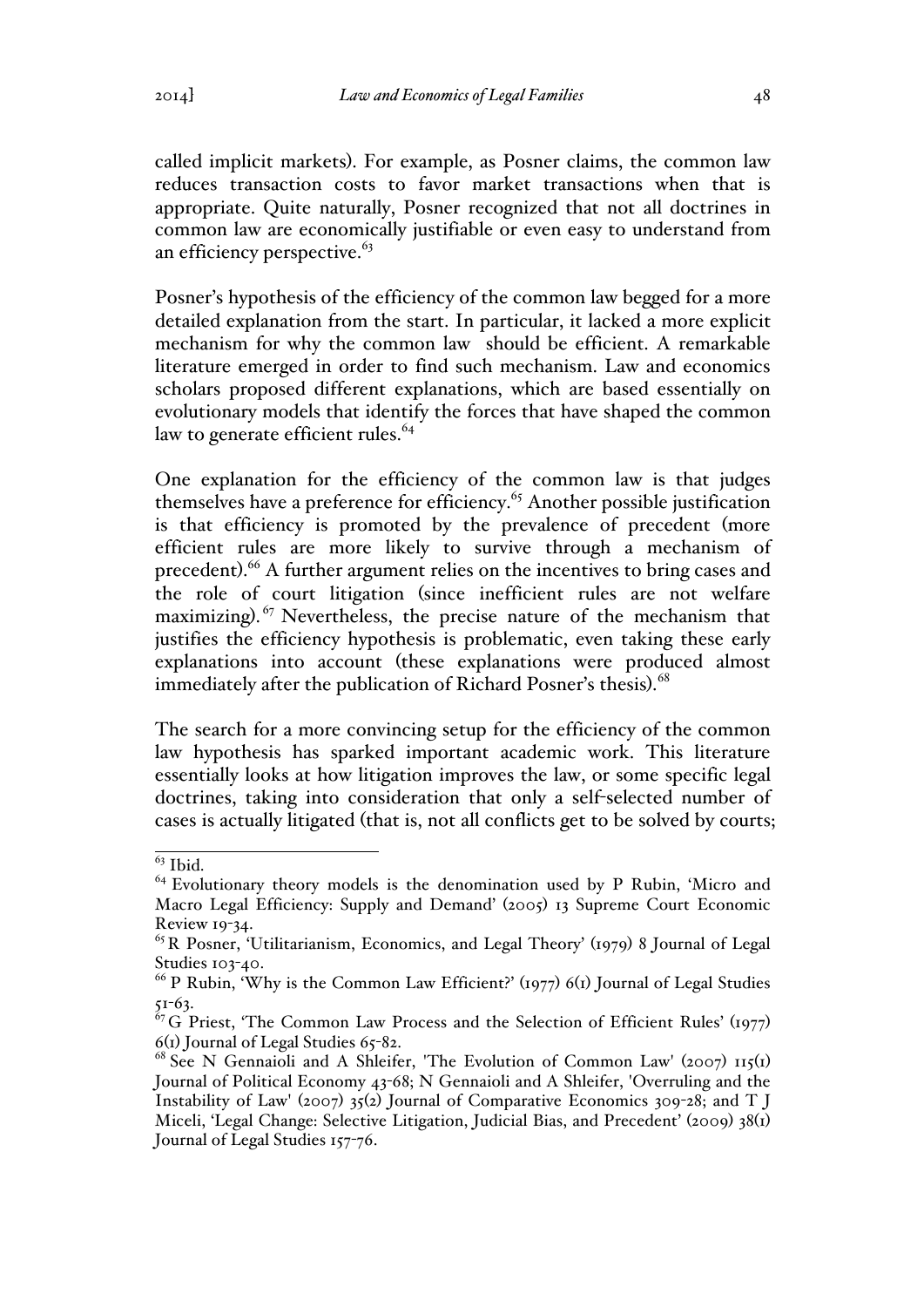called implicit markets). For example, as Posner claims, the common law reduces transaction costs to favor market transactions when that is appropriate. Quite naturally, Posner recognized that not all doctrines in common law are economically justifiable or even easy to understand from an efficiency perspective.[63]

Posner's hypothesis of the efficiency of the common law begged for a more detailed explanation from the start. In particular, it lacked a more explicit mechanism for why the common law should be efficient. A remarkable literature emerged in order to find such mechanism. Law and economics scholars proposed different explanations, which are based essentially on evolutionary models that identify the forces that have shaped the common law to generate efficient rules.[64]

One explanation for the efficiency of the common law is that judges themselves have a preference for efficiency.[65] Another possible justification is that efficiency is promoted by the prevalence of precedent (more efficient rules are more likely to survive through a mechanism of precedent).[66] A further argument relies on the incentives to bring cases and the role of court litigation (since inefficient rules are not welfare maximizing).[67] Nevertheless, the precise nature of the mechanism that justifies the efficiency hypothesis is problematic, even taking these early explanations into account (these explanations were produced almost immediately after the publication of Richard Posner's thesis).[68]

The search for a more convincing setup for the efficiency of the common law hypothesis has sparked important academic work. This literature essentially looks at how litigation improves the law, or some specific legal doctrines, taking into consideration that only a self-selected number of cases is actually litigated (that is, not all conflicts get to be solved by courts;

---

[63] Ibid.

[64] Evolutionary theory models is the denomination used by P Rubin, 'Micro and Macro Legal Efficiency: Supply and Demand' (2005) 13 Supreme Court Economic Review 19-34.

[65] R Posner, 'Utilitarianism, Economics, and Legal Theory' (1979) 8 Journal of Legal Studies 103-40.

[66] P Rubin, 'Why is the Common Law Efficient?' (1977) 6(1) Journal of Legal Studies 51-63.

[67] G Priest, 'The Common Law Process and the Selection of Efficient Rules' (1977) 6(1) Journal of Legal Studies 65-82.

[68] See N Gennaioli and A Shleifer, 'The Evolution of Common Law' (2007) 115(1) Journal of Political Economy 43-68; N Gennaioli and A Shleifer, 'Overruling and the Instability of Law' (2007) 35(2) Journal of Comparative Economics 309-28; and T J Miceli, 'Legal Change: Selective Litigation, Judicial Bias, and Precedent' (2009) 38(1) Journal of Legal Studies 157-76.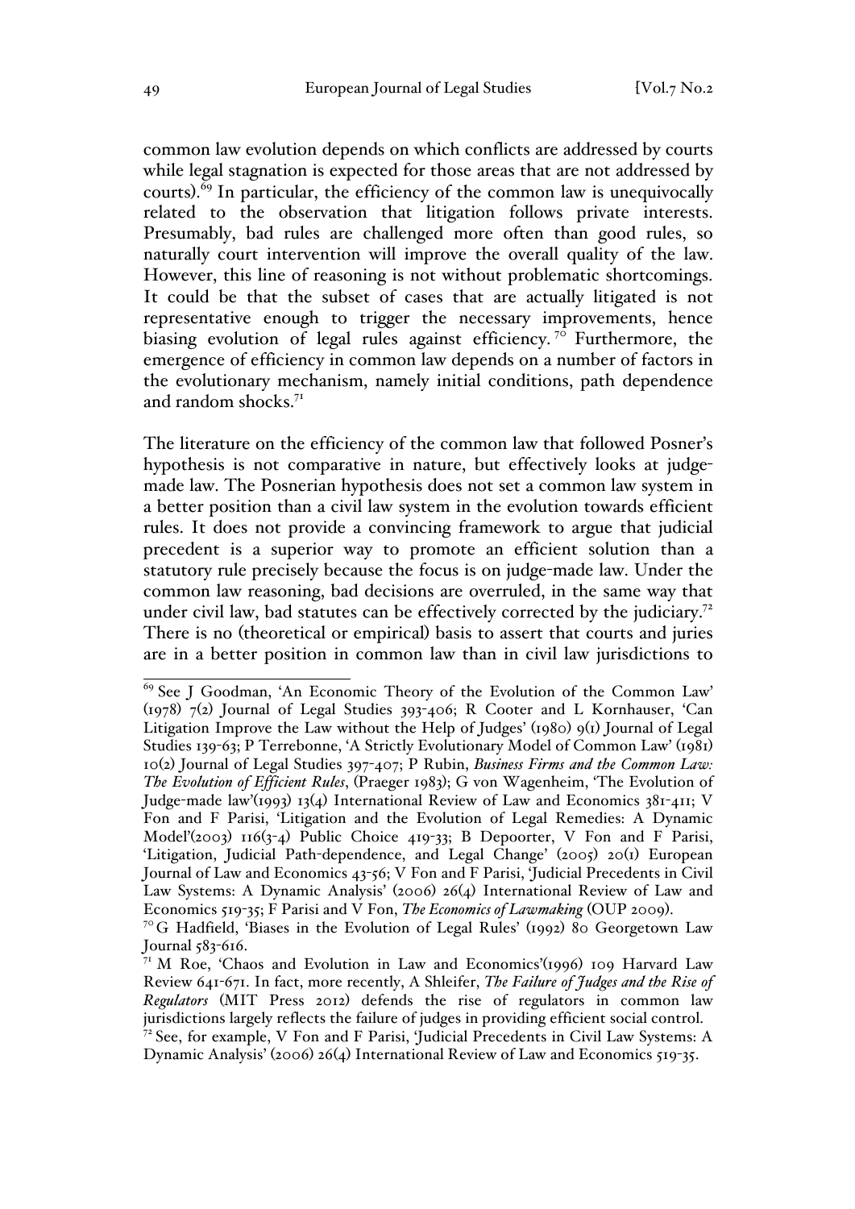common law evolution depends on which conflicts are addressed by courts while legal stagnation is expected for those areas that are not addressed by courts).[69] In particular, the efficiency of the common law is unequivocally related to the observation that litigation follows private interests. Presumably, bad rules are challenged more often than good rules, so naturally court intervention will improve the overall quality of the law. However, this line of reasoning is not without problematic shortcomings. It could be that the subset of cases that are actually litigated is not representative enough to trigger the necessary improvements, hence biasing evolution of legal rules against efficiency.[70] Furthermore, the emergence of efficiency in common law depends on a number of factors in the evolutionary mechanism, namely initial conditions, path dependence and random shocks.[71]

The literature on the efficiency of the common law that followed Posner's hypothesis is not comparative in nature, but effectively looks at judge-made law. The Posnerian hypothesis does not set a common law system in a better position than a civil law system in the evolution towards efficient rules. It does not provide a convincing framework to argue that judicial precedent is a superior way to promote an efficient solution than a statutory rule precisely because the focus is on judge-made law. Under the common law reasoning, bad decisions are overruled, in the same way that under civil law, bad statutes can be effectively corrected by the judiciary.[72] There is no (theoretical or empirical) basis to assert that courts and juries are in a better position in common law than in civil law jurisdictions to

---

[69] See J Goodman, 'An Economic Theory of the Evolution of the Common Law' (1978) 7(2) Journal of Legal Studies 393-406; R Cooter and L Kornhauser, 'Can Litigation Improve the Law without the Help of Judges' (1980) 9(1) Journal of Legal Studies 139-63; P Terrebonne, 'A Strictly Evolutionary Model of Common Law' (1981) 10(2) Journal of Legal Studies 397-407; P Rubin, *Business Firms and the Common Law: The Evolution of Efficient Rules*, (Praeger 1983); G von Wagenheim, 'The Evolution of Judge-made law'(1993) 13(4) International Review of Law and Economics 381-411; V Fon and F Parisi, 'Litigation and the Evolution of Legal Remedies: A Dynamic Model'(2003) 116(3-4) Public Choice 419-33; B Depoorter, V Fon and F Parisi, 'Litigation, Judicial Path-dependence, and Legal Change' (2005) 20(1) European Journal of Law and Economics 43-56; V Fon and F Parisi, 'Judicial Precedents in Civil Law Systems: A Dynamic Analysis' (2006) 26(4) International Review of Law and Economics 519-35; F Parisi and V Fon, *The Economics of Lawmaking* (OUP 2009).

[70] G Hadfield, 'Biases in the Evolution of Legal Rules' (1992) 80 Georgetown Law Journal 583-616.

[71] M Roe, 'Chaos and Evolution in Law and Economics'(1996) 109 Harvard Law Review 641-671. In fact, more recently, A Shleifer, *The Failure of Judges and the Rise of Regulators* (MIT Press 2012) defends the rise of regulators in common law jurisdictions largely reflects the failure of judges in providing efficient social control.

[72] See, for example, V Fon and F Parisi, 'Judicial Precedents in Civil Law Systems: A Dynamic Analysis' (2006) 26(4) International Review of Law and Economics 519-35.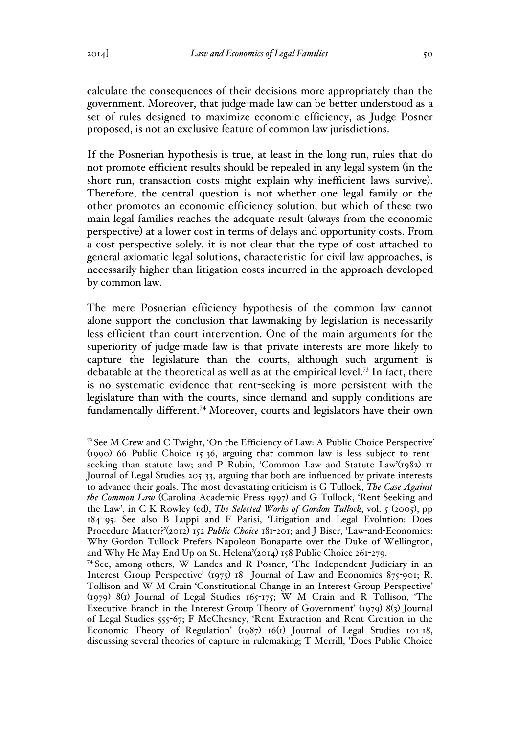calculate the consequences of their decisions more appropriately than the government. Moreover, that judge-made law can be better understood as a set of rules designed to maximize economic efficiency, as Judge Posner proposed, is not an exclusive feature of common law jurisdictions.

If the Posnerian hypothesis is true, at least in the long run, rules that do not promote efficient results should be repealed in any legal system (in the short run, transaction costs might explain why inefficient laws survive). Therefore, the central question is not whether one legal family or the other promotes an economic efficiency solution, but which of these two main legal families reaches the adequate result (always from the economic perspective) at a lower cost in terms of delays and opportunity costs. From a cost perspective solely, it is not clear that the type of cost attached to general axiomatic legal solutions, characteristic for civil law approaches, is necessarily higher than litigation costs incurred in the approach developed by common law.

The mere Posnerian efficiency hypothesis of the common law cannot alone support the conclusion that lawmaking by legislation is necessarily less efficient than court intervention. One of the main arguments for the superiority of judge-made law is that private interests are more likely to capture the legislature than the courts, although such argument is debatable at the theoretical as well as at the empirical level.[73] In fact, there is no systematic evidence that rent-seeking is more persistent with the legislature than with the courts, since demand and supply conditions are fundamentally different.[74] Moreover, courts and legislators have their own

---

[73] See M Crew and C Twight, 'On the Efficiency of Law: A Public Choice Perspective' (1990) 66 Public Choice 15-36, arguing that common law is less subject to rent-seeking than statute law; and P Rubin, 'Common Law and Statute Law'(1982) 11 Journal of Legal Studies 205-33, arguing that both are influenced by private interests to advance their goals. The most devastating criticism is G Tullock, *The Case Against the Common Law* (Carolina Academic Press 1997) and G Tullock, 'Rent-Seeking and the Law', in C K Rowley (ed), *The Selected Works of Gordon Tullock*, vol. 5 (2005), pp 184–95. See also B Luppi and F Parisi, 'Litigation and Legal Evolution: Does Procedure Matter?'(2012) 152 *Public Choice* 181-201; and J Biser, 'Law-and-Economics: Why Gordon Tullock Prefers Napoleon Bonaparte over the Duke of Wellington, and Why He May End Up on St. Helena'(2014) 158 Public Choice 261-279.

[74] See, among others, W Landes and R Posner, 'The Independent Judiciary in an Interest Group Perspective' (1975) 18 Journal of Law and Economics 875-901; R. Tollison and W M Crain 'Constitutional Change in an Interest-Group Perspective' (1979) 8(1) Journal of Legal Studies 165-175; W M Crain and R Tollison, 'The Executive Branch in the Interest-Group Theory of Government' (1979) 8(3) Journal of Legal Studies 555-67; F McChesney, 'Rent Extraction and Rent Creation in the Economic Theory of Regulation' (1987) 16(1) Journal of Legal Studies 101-18, discussing several theories of capture in rulemaking; T Merrill, 'Does Public Choice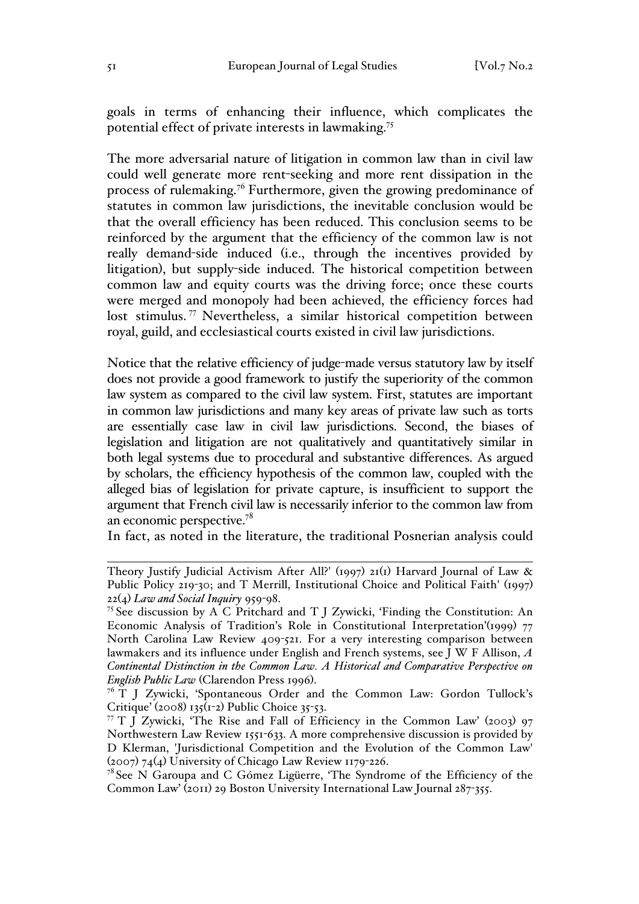goals in terms of enhancing their influence, which complicates the potential effect of private interests in lawmaking.[75]

The more adversarial nature of litigation in common law than in civil law could well generate more rent-seeking and more rent dissipation in the process of rulemaking.[76] Furthermore, given the growing predominance of statutes in common law jurisdictions, the inevitable conclusion would be that the overall efficiency has been reduced. This conclusion seems to be reinforced by the argument that the efficiency of the common law is not really demand-side induced (i.e., through the incentives provided by litigation), but supply-side induced. The historical competition between common law and equity courts was the driving force; once these courts were merged and monopoly had been achieved, the efficiency forces had lost stimulus.[77] Nevertheless, a similar historical competition between royal, guild, and ecclesiastical courts existed in civil law jurisdictions.

Notice that the relative efficiency of judge-made versus statutory law by itself does not provide a good framework to justify the superiority of the common law system as compared to the civil law system. First, statutes are important in common law jurisdictions and many key areas of private law such as torts are essentially case law in civil law jurisdictions. Second, the biases of legislation and litigation are not qualitatively and quantitatively similar in both legal systems due to procedural and substantive differences. As argued by scholars, the efficiency hypothesis of the common law, coupled with the alleged bias of legislation for private capture, is insufficient to support the argument that French civil law is necessarily inferior to the common law from an economic perspective.[78]

In fact, as noted in the literature, the traditional Posnerian analysis could

---

Theory Justify Judicial Activism After All?' (1997) 21(1) Harvard Journal of Law & Public Policy 219-30; and T Merrill, Institutional Choice and Political Faith' (1997) 22(4) *Law and Social Inquiry* 959-98.

[75] See discussion by A C Pritchard and T J Zywicki, 'Finding the Constitution: An Economic Analysis of Tradition's Role in Constitutional Interpretation'(1999) 77 North Carolina Law Review 409-521. For a very interesting comparison between lawmakers and its influence under English and French systems, see J W F Allison, *A Continental Distinction in the Common Law. A Historical and Comparative Perspective on English Public Law* (Clarendon Press 1996).

[76] T J Zywicki, 'Spontaneous Order and the Common Law: Gordon Tullock's Critique' (2008) 135(1-2) Public Choice 35-53.

[77] T J Zywicki, 'The Rise and Fall of Efficiency in the Common Law' (2003) 97 Northwestern Law Review 1551-633. A more comprehensive discussion is provided by D Klerman, 'Jurisdictional Competition and the Evolution of the Common Law' (2007) 74(4) University of Chicago Law Review 1179-226.

[78] See N Garoupa and C Gómez Ligüerre, 'The Syndrome of the Efficiency of the Common Law' (2011) 29 Boston University International Law Journal 287-355.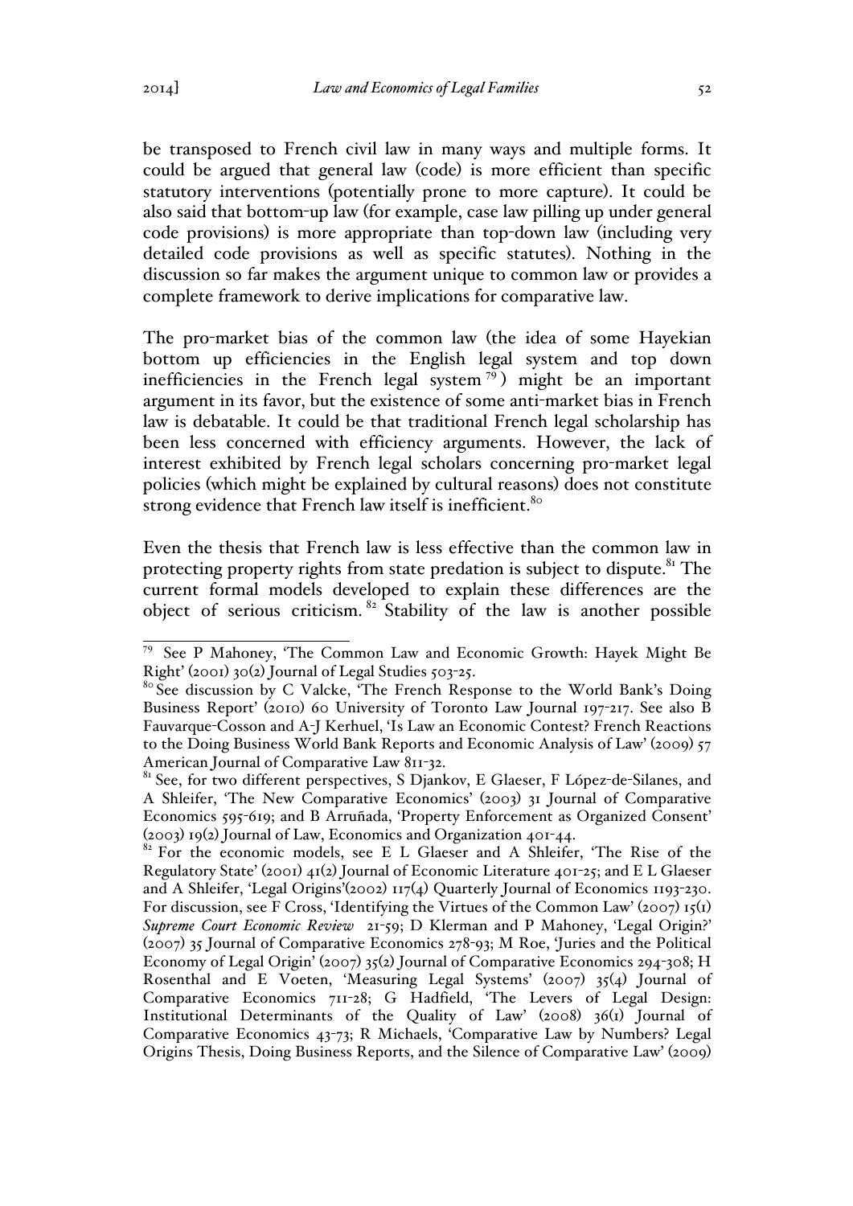be transposed to French civil law in many ways and multiple forms. It could be argued that general law (code) is more efficient than specific statutory interventions (potentially prone to more capture). It could be also said that bottom-up law (for example, case law pilling up under general code provisions) is more appropriate than top-down law (including very detailed code provisions as well as specific statutes). Nothing in the discussion so far makes the argument unique to common law or provides a complete framework to derive implications for comparative law.

The pro-market bias of the common law (the idea of some Hayekian bottom up efficiencies in the English legal system and top down inefficiencies in the French legal system [79]) might be an important argument in its favor, but the existence of some anti-market bias in French law is debatable. It could be that traditional French legal scholarship has been less concerned with efficiency arguments. However, the lack of interest exhibited by French legal scholars concerning pro-market legal policies (which might be explained by cultural reasons) does not constitute strong evidence that French law itself is inefficient.[80]

Even the thesis that French law is less effective than the common law in protecting property rights from state predation is subject to dispute.[81] The current formal models developed to explain these differences are the object of serious criticism.[82] Stability of the law is another possible

---

[79] See P Mahoney, 'The Common Law and Economic Growth: Hayek Might Be Right' (2001) 30(2) Journal of Legal Studies 503-25.

[80] See discussion by C Valcke, 'The French Response to the World Bank's Doing Business Report' (2010) 60 University of Toronto Law Journal 197-217. See also B Fauvarque-Cosson and A-J Kerhuel, 'Is Law an Economic Contest? French Reactions to the Doing Business World Bank Reports and Economic Analysis of Law' (2009) 57 American Journal of Comparative Law 811-32.

[81] See, for two different perspectives, S Djankov, E Glaeser, F López-de-Silanes, and A Shleifer, 'The New Comparative Economics' (2003) 31 Journal of Comparative Economics 595-619; and B Arruñada, 'Property Enforcement as Organized Consent' (2003) 19(2) Journal of Law, Economics and Organization 401-44.

[82] For the economic models, see E L Glaeser and A Shleifer, 'The Rise of the Regulatory State' (2001) 41(2) Journal of Economic Literature 401-25; and E L Glaeser and A Shleifer, 'Legal Origins'(2002) 117(4) Quarterly Journal of Economics 1193-230. For discussion, see F Cross, 'Identifying the Virtues of the Common Law' (2007) 15(1) *Supreme Court Economic Review* 21-59; D Klerman and P Mahoney, 'Legal Origin?' (2007) 35 Journal of Comparative Economics 278-93; M Roe, 'Juries and the Political Economy of Legal Origin' (2007) 35(2) Journal of Comparative Economics 294-308; H Rosenthal and E Voeten, 'Measuring Legal Systems' (2007) 35(4) Journal of Comparative Economics 711-28; G Hadfield, 'The Levers of Legal Design: Institutional Determinants of the Quality of Law' (2008) 36(1) Journal of Comparative Economics 43-73; R Michaels, 'Comparative Law by Numbers? Legal Origins Thesis, Doing Business Reports, and the Silence of Comparative Law' (2009)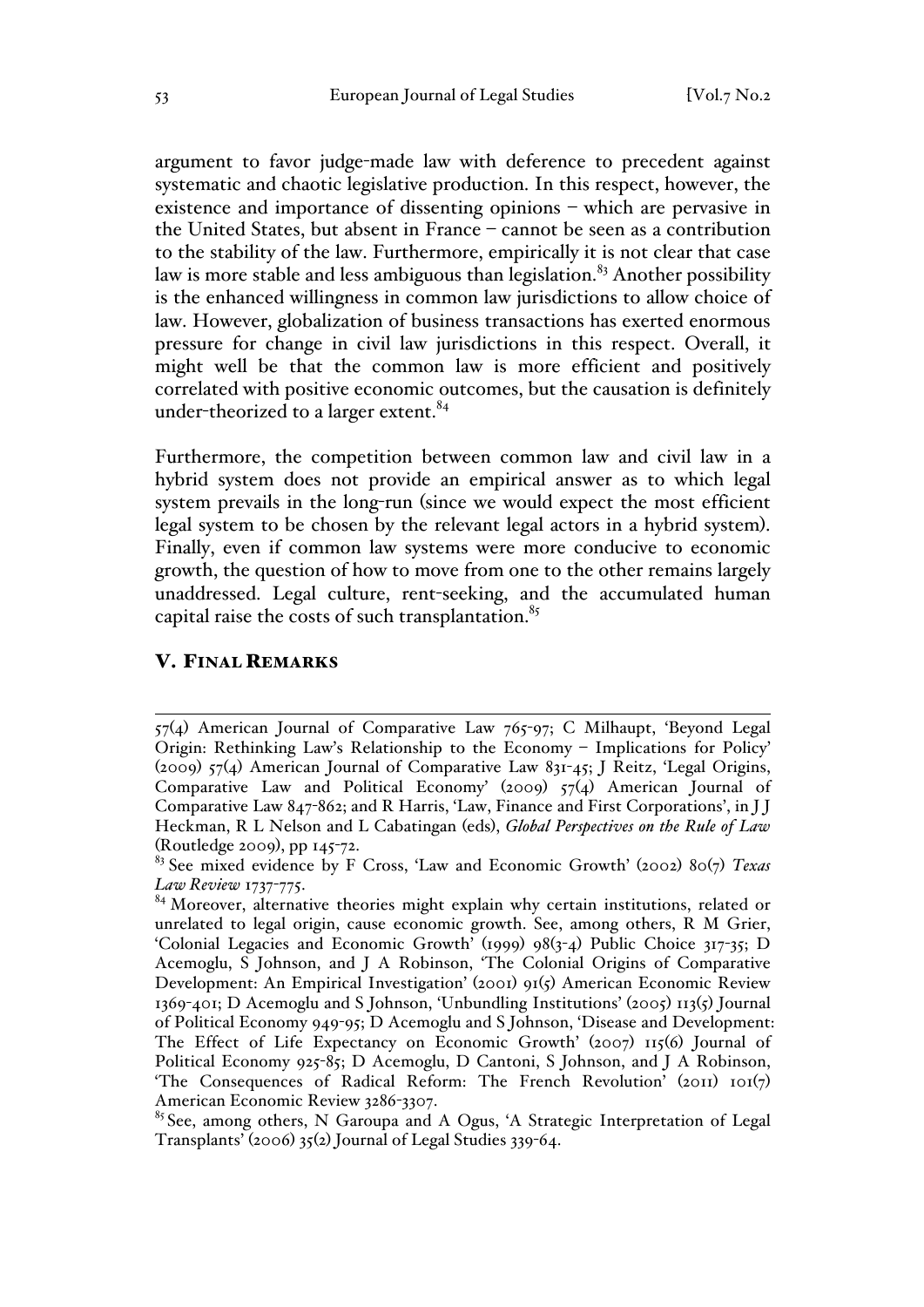argument to favor judge-made law with deference to precedent against systematic and chaotic legislative production. In this respect, however, the existence and importance of dissenting opinions – which are pervasive in the United States, but absent in France – cannot be seen as a contribution to the stability of the law. Furthermore, empirically it is not clear that case law is more stable and less ambiguous than legislation.[83] Another possibility is the enhanced willingness in common law jurisdictions to allow choice of law. However, globalization of business transactions has exerted enormous pressure for change in civil law jurisdictions in this respect. Overall, it might well be that the common law is more efficient and positively correlated with positive economic outcomes, but the causation is definitely under-theorized to a larger extent.[84]

Furthermore, the competition between common law and civil law in a hybrid system does not provide an empirical answer as to which legal system prevails in the long-run (since we would expect the most efficient legal system to be chosen by the relevant legal actors in a hybrid system). Finally, even if common law systems were more conducive to economic growth, the question of how to move from one to the other remains largely unaddressed. Legal culture, rent-seeking, and the accumulated human capital raise the costs of such transplantation.[85]

## V. Final Remarks

---

57(4) American Journal of Comparative Law 765-97; C Milhaupt, 'Beyond Legal Origin: Rethinking Law's Relationship to the Economy – Implications for Policy' (2009) 57(4) American Journal of Comparative Law 831-45; J Reitz, 'Legal Origins, Comparative Law and Political Economy' (2009) 57(4) American Journal of Comparative Law 847-862; and R Harris, 'Law, Finance and First Corporations', in J J Heckman, R L Nelson and L Cabatingan (eds), *Global Perspectives on the Rule of Law* (Routledge 2009), pp 145-72.

[83] See mixed evidence by F Cross, 'Law and Economic Growth' (2002) 80(7) *Texas Law Review* 1737-775.

[84] Moreover, alternative theories might explain why certain institutions, related or unrelated to legal origin, cause economic growth. See, among others, R M Grier, 'Colonial Legacies and Economic Growth' (1999) 98(3-4) Public Choice 317-35; D Acemoglu, S Johnson, and J A Robinson, 'The Colonial Origins of Comparative Development: An Empirical Investigation' (2001) 91(5) American Economic Review 1369-401; D Acemoglu and S Johnson, 'Unbundling Institutions' (2005) 113(5) Journal of Political Economy 949-95; D Acemoglu and S Johnson, 'Disease and Development: The Effect of Life Expectancy on Economic Growth' (2007) 115(6) Journal of Political Economy 925-85; D Acemoglu, D Cantoni, S Johnson, and J A Robinson, 'The Consequences of Radical Reform: The French Revolution' (2011) 101(7) American Economic Review 3286-3307.

[85] See, among others, N Garoupa and A Ogus, 'A Strategic Interpretation of Legal Transplants' (2006) 35(2) Journal of Legal Studies 339-64.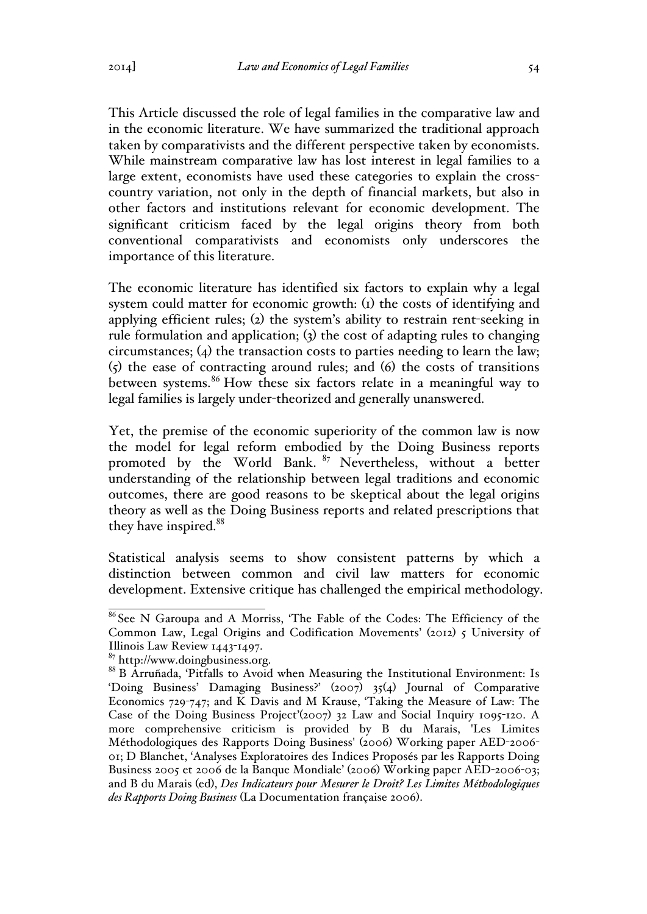This Article discussed the role of legal families in the comparative law and in the economic literature. We have summarized the traditional approach taken by comparativists and the different perspective taken by economists. While mainstream comparative law has lost interest in legal families to a large extent, economists have used these categories to explain the cross-country variation, not only in the depth of financial markets, but also in other factors and institutions relevant for economic development. The significant criticism faced by the legal origins theory from both conventional comparativists and economists only underscores the importance of this literature.

The economic literature has identified six factors to explain why a legal system could matter for economic growth: (1) the costs of identifying and applying efficient rules; (2) the system's ability to restrain rent-seeking in rule formulation and application; (3) the cost of adapting rules to changing circumstances; (4) the transaction costs to parties needing to learn the law; (5) the ease of contracting around rules; and (6) the costs of transitions between systems.[86] How these six factors relate in a meaningful way to legal families is largely under-theorized and generally unanswered.

Yet, the premise of the economic superiority of the common law is now the model for legal reform embodied by the Doing Business reports promoted by the World Bank.[87] Nevertheless, without a better understanding of the relationship between legal traditions and economic outcomes, there are good reasons to be skeptical about the legal origins theory as well as the Doing Business reports and related prescriptions that they have inspired.[88]

Statistical analysis seems to show consistent patterns by which a distinction between common and civil law matters for economic development. Extensive critique has challenged the empirical methodology.

---

[86] See N Garoupa and A Morriss, 'The Fable of the Codes: The Efficiency of the Common Law, Legal Origins and Codification Movements' (2012) 5 University of Illinois Law Review 1443-1497.

[87] http://www.doingbusiness.org.

[88] B Arruñada, 'Pitfalls to Avoid when Measuring the Institutional Environment: Is 'Doing Business' Damaging Business?' (2007) 35(4) Journal of Comparative Economics 729-747; and K Davis and M Krause, 'Taking the Measure of Law: The Case of the Doing Business Project'(2007) 32 Law and Social Inquiry 1095-120. A more comprehensive criticism is provided by B du Marais, 'Les Limites Méthodologiques des Rapports Doing Business' (2006) Working paper AED-2006-01; D Blanchet, 'Analyses Exploratoires des Indices Proposés par les Rapports Doing Business 2005 et 2006 de la Banque Mondiale' (2006) Working paper AED-2006-03; and B du Marais (ed), *Des Indicateurs pour Mesurer le Droit? Les Limites Méthodologiques des Rapports Doing Business* (La Documentation française 2006).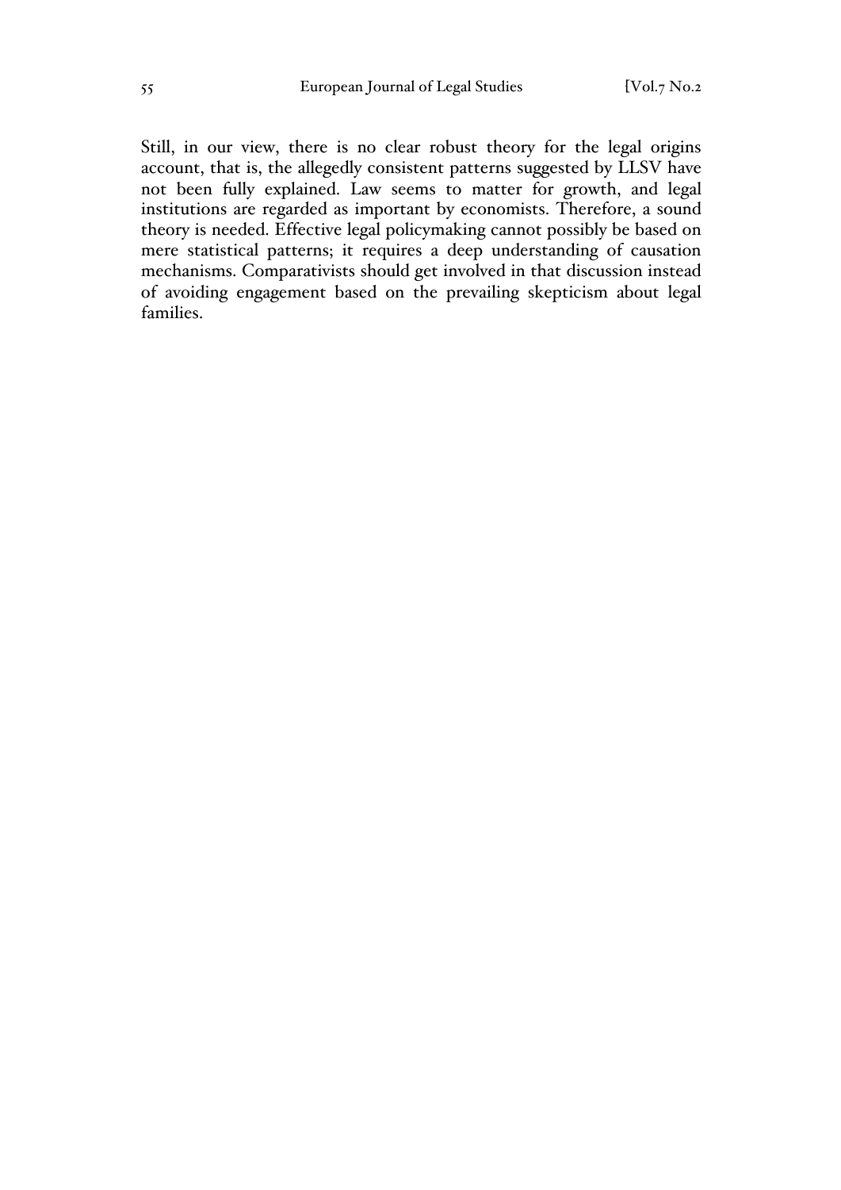Still, in our view, there is no clear robust theory for the legal origins account, that is, the allegedly consistent patterns suggested by LLSV have not been fully explained. Law seems to matter for growth, and legal institutions are regarded as important by economists. Therefore, a sound theory is needed. Effective legal policymaking cannot possibly be based on mere statistical patterns; it requires a deep understanding of causation mechanisms. Comparativists should get involved in that discussion instead of avoiding engagement based on the prevailing skepticism about legal families.